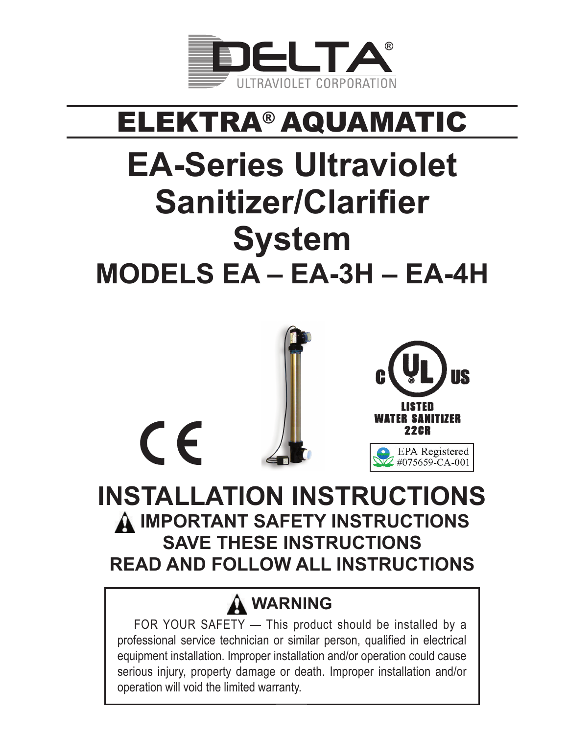DELTA®
ULTRAVIOLET CORPORATION

# ELEKTRA® AQUAMATIC

# EA-Series Ultraviolet Sanitizer/Clarifier System

## MODELS EA – EA-3H – EA-4H

CE

c UL us
LISTED
WATER SANITIZER
22CR

EPA Registered
#075659-CA-001

# INSTALLATION INSTRUCTIONS

## IMPORTANT SAFETY INSTRUCTIONS
## SAVE THESE INSTRUCTIONS
## READ AND FOLLOW ALL INSTRUCTIONS

### WARNING

FOR YOUR SAFETY — This product should be installed by a professional service technician or similar person, qualified in electrical equipment installation. Improper installation and/or operation could cause serious injury, property damage or death. Improper installation and/or operation will void the limited warranty.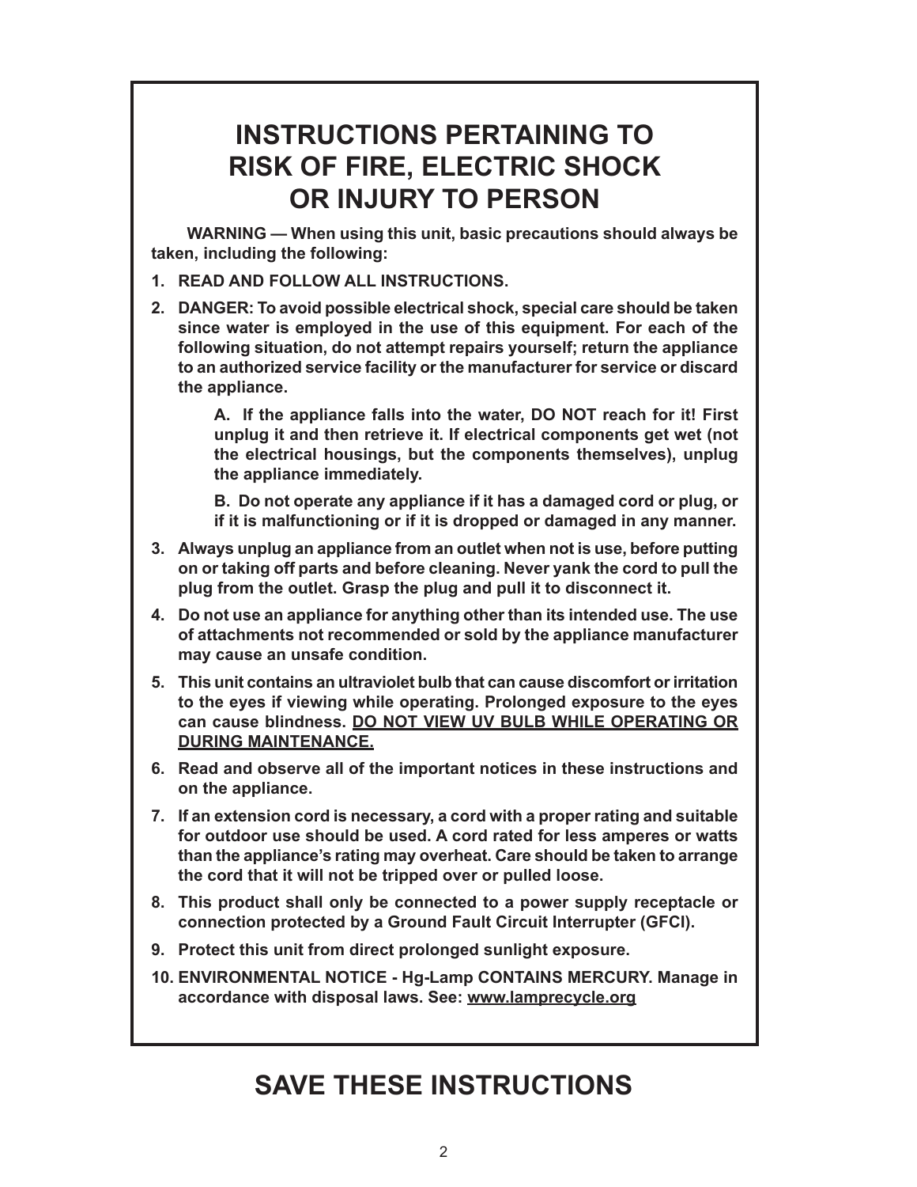# INSTRUCTIONS PERTAINING TO RISK OF FIRE, ELECTRIC SHOCK OR INJURY TO PERSON

**WARNING — When using this unit, basic precautions should always be taken, including the following:**

1. **READ AND FOLLOW ALL INSTRUCTIONS.**
2. **DANGER: To avoid possible electrical shock, special care should be taken since water is employed in the use of this equipment. For each of the following situation, do not attempt repairs yourself; return the appliance to an authorized service facility or the manufacturer for service or discard the appliance.**

   **A. If the appliance falls into the water, DO NOT reach for it! First unplug it and then retrieve it. If electrical components get wet (not the electrical housings, but the components themselves), unplug the appliance immediately.**

   **B. Do not operate any appliance if it has a damaged cord or plug, or if it is malfunctioning or if it is dropped or damaged in any manner.**

3. **Always unplug an appliance from an outlet when not is use, before putting on or taking off parts and before cleaning. Never yank the cord to pull the plug from the outlet. Grasp the plug and pull it to disconnect it.**
4. **Do not use an appliance for anything other than its intended use. The use of attachments not recommended or sold by the appliance manufacturer may cause an unsafe condition.**
5. **This unit contains an ultraviolet bulb that can cause discomfort or irritation to the eyes if viewing while operating. Prolonged exposure to the eyes can cause blindness. <u>DO NOT VIEW UV BULB WHILE OPERATING OR DURING MAINTENANCE.</u>**
6. **Read and observe all of the important notices in these instructions and on the appliance.**
7. **If an extension cord is necessary, a cord with a proper rating and suitable for outdoor use should be used. A cord rated for less amperes or watts than the appliance's rating may overheat. Care should be taken to arrange the cord that it will not be tripped over or pulled loose.**
8. **This product shall only be connected to a power supply receptacle or connection protected by a Ground Fault Circuit Interrupter (GFCI).**
9. **Protect this unit from direct prolonged sunlight exposure.**
10. **ENVIRONMENTAL NOTICE - Hg-Lamp CONTAINS MERCURY. Manage in accordance with disposal laws. See: <u>www.lamprecycle.org</u>**

# SAVE THESE INSTRUCTIONS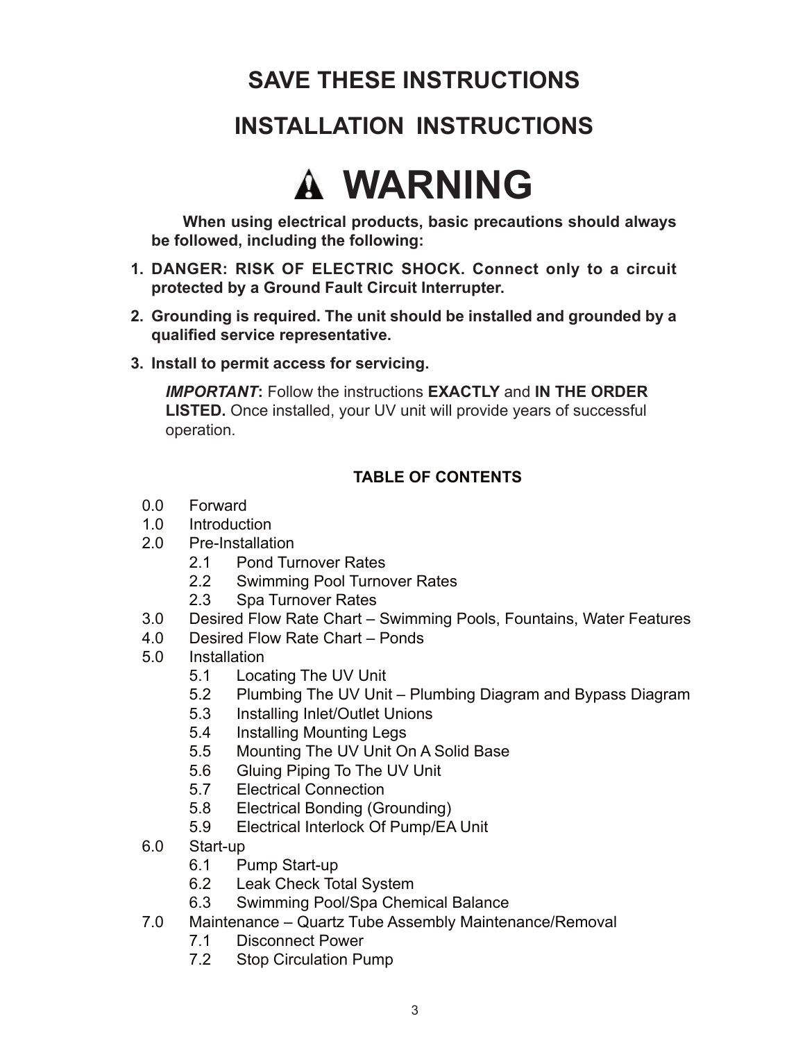# SAVE THESE INSTRUCTIONS

## INSTALLATION INSTRUCTIONS

# ⚠ WARNING

**When using electrical products, basic precautions should always be followed, including the following:**

1. **DANGER: RISK OF ELECTRIC SHOCK. Connect only to a circuit protected by a Ground Fault Circuit Interrupter.**
2. **Grounding is required. The unit should be installed and grounded by a qualified service representative.**
3. **Install to permit access for servicing.**

***IMPORTANT*:** Follow the instructions **EXACTLY** and **IN THE ORDER LISTED.** Once installed, your UV unit will provide years of successful operation.

**TABLE OF CONTENTS**

- 0.0 Forward
- 1.0 Introduction
- 2.0 Pre-Installation
  - 2.1 Pond Turnover Rates
  - 2.2 Swimming Pool Turnover Rates
  - 2.3 Spa Turnover Rates
- 3.0 Desired Flow Rate Chart – Swimming Pools, Fountains, Water Features
- 4.0 Desired Flow Rate Chart – Ponds
- 5.0 Installation
  - 5.1 Locating The UV Unit
  - 5.2 Plumbing The UV Unit – Plumbing Diagram and Bypass Diagram
  - 5.3 Installing Inlet/Outlet Unions
  - 5.4 Installing Mounting Legs
  - 5.5 Mounting The UV Unit On A Solid Base
  - 5.6 Gluing Piping To The UV Unit
  - 5.7 Electrical Connection
  - 5.8 Electrical Bonding (Grounding)
  - 5.9 Electrical Interlock Of Pump/EA Unit
- 6.0 Start-up
  - 6.1 Pump Start-up
  - 6.2 Leak Check Total System
  - 6.3 Swimming Pool/Spa Chemical Balance
- 7.0 Maintenance – Quartz Tube Assembly Maintenance/Removal
  - 7.1 Disconnect Power
  - 7.2 Stop Circulation Pump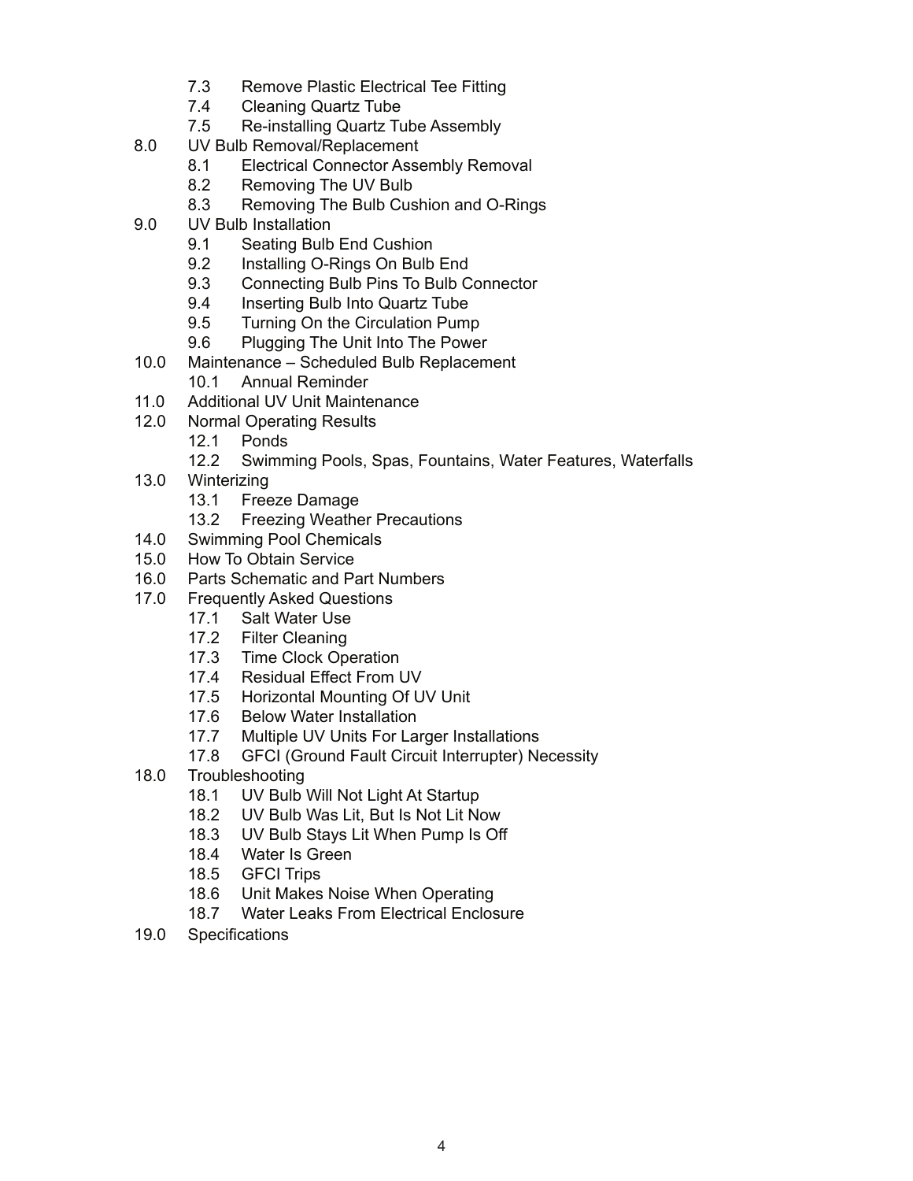- 7.3 Remove Plastic Electrical Tee Fitting
- 7.4 Cleaning Quartz Tube
- 7.5 Re-installing Quartz Tube Assembly

8.0 UV Bulb Removal/Replacement
- 8.1 Electrical Connector Assembly Removal
- 8.2 Removing The UV Bulb
- 8.3 Removing The Bulb Cushion and O-Rings

9.0 UV Bulb Installation
- 9.1 Seating Bulb End Cushion
- 9.2 Installing O-Rings On Bulb End
- 9.3 Connecting Bulb Pins To Bulb Connector
- 9.4 Inserting Bulb Into Quartz Tube
- 9.5 Turning On the Circulation Pump
- 9.6 Plugging The Unit Into The Power

10.0 Maintenance – Scheduled Bulb Replacement
- 10.1 Annual Reminder

11.0 Additional UV Unit Maintenance

12.0 Normal Operating Results
- 12.1 Ponds
- 12.2 Swimming Pools, Spas, Fountains, Water Features, Waterfalls

13.0 Winterizing
- 13.1 Freeze Damage
- 13.2 Freezing Weather Precautions

14.0 Swimming Pool Chemicals

15.0 How To Obtain Service

16.0 Parts Schematic and Part Numbers

17.0 Frequently Asked Questions
- 17.1 Salt Water Use
- 17.2 Filter Cleaning
- 17.3 Time Clock Operation
- 17.4 Residual Effect From UV
- 17.5 Horizontal Mounting Of UV Unit
- 17.6 Below Water Installation
- 17.7 Multiple UV Units For Larger Installations
- 17.8 GFCI (Ground Fault Circuit Interrupter) Necessity

18.0 Troubleshooting
- 18.1 UV Bulb Will Not Light At Startup
- 18.2 UV Bulb Was Lit, But Is Not Lit Now
- 18.3 UV Bulb Stays Lit When Pump Is Off
- 18.4 Water Is Green
- 18.5 GFCI Trips
- 18.6 Unit Makes Noise When Operating
- 18.7 Water Leaks From Electrical Enclosure

19.0 Specifications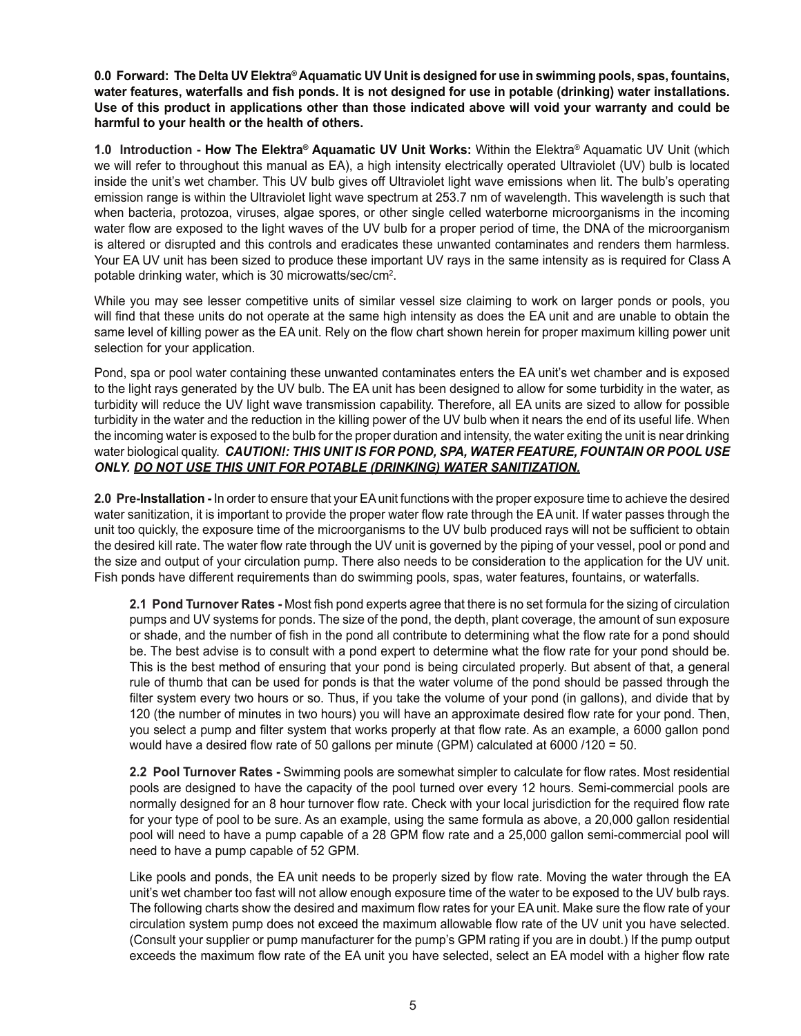**0.0 Forward: The Delta UV Elektra® Aquamatic UV Unit is designed for use in swimming pools, spas, fountains, water features, waterfalls and fish ponds. It is not designed for use in potable (drinking) water installations. Use of this product in applications other than those indicated above will void your warranty and could be harmful to your health or the health of others.**

**1.0 Introduction - How The Elektra® Aquamatic UV Unit Works:** Within the Elektra® Aquamatic UV Unit (which we will refer to throughout this manual as EA), a high intensity electrically operated Ultraviolet (UV) bulb is located inside the unit's wet chamber. This UV bulb gives off Ultraviolet light wave emissions when lit. The bulb's operating emission range is within the Ultraviolet light wave spectrum at 253.7 nm of wavelength. This wavelength is such that when bacteria, protozoa, viruses, algae spores, or other single celled waterborne microorganisms in the incoming water flow are exposed to the light waves of the UV bulb for a proper period of time, the DNA of the microorganism is altered or disrupted and this controls and eradicates these unwanted contaminates and renders them harmless. Your EA UV unit has been sized to produce these important UV rays in the same intensity as is required for Class A potable drinking water, which is 30 microwatts/sec/cm$^2$.

While you may see lesser competitive units of similar vessel size claiming to work on larger ponds or pools, you will find that these units do not operate at the same high intensity as does the EA unit and are unable to obtain the same level of killing power as the EA unit. Rely on the flow chart shown herein for proper maximum killing power unit selection for your application.

Pond, spa or pool water containing these unwanted contaminates enters the EA unit's wet chamber and is exposed to the light rays generated by the UV bulb. The EA unit has been designed to allow for some turbidity in the water, as turbidity will reduce the UV light wave transmission capability. Therefore, all EA units are sized to allow for possible turbidity in the water and the reduction in the killing power of the UV bulb when it nears the end of its useful life. When the incoming water is exposed to the bulb for the proper duration and intensity, the water exiting the unit is near drinking water biological quality. ***CAUTION!: THIS UNIT IS FOR POND, SPA, WATER FEATURE, FOUNTAIN OR POOL USE ONLY. <u>DO NOT USE THIS UNIT FOR POTABLE (DRINKING) WATER SANITIZATION.</u>***

**2.0 Pre-Installation -** In order to ensure that your EA unit functions with the proper exposure time to achieve the desired water sanitization, it is important to provide the proper water flow rate through the EA unit. If water passes through the unit too quickly, the exposure time of the microorganisms to the UV bulb produced rays will not be sufficient to obtain the desired kill rate. The water flow rate through the UV unit is governed by the piping of your vessel, pool or pond and the size and output of your circulation pump. There also needs to be consideration to the application for the UV unit. Fish ponds have different requirements than do swimming pools, spas, water features, fountains, or waterfalls.

**2.1 Pond Turnover Rates -** Most fish pond experts agree that there is no set formula for the sizing of circulation pumps and UV systems for ponds. The size of the pond, the depth, plant coverage, the amount of sun exposure or shade, and the number of fish in the pond all contribute to determining what the flow rate for a pond should be. The best advise is to consult with a pond expert to determine what the flow rate for your pond should be. This is the best method of ensuring that your pond is being circulated properly. But absent of that, a general rule of thumb that can be used for ponds is that the water volume of the pond should be passed through the filter system every two hours or so. Thus, if you take the volume of your pond (in gallons), and divide that by 120 (the number of minutes in two hours) you will have an approximate desired flow rate for your pond. Then, you select a pump and filter system that works properly at that flow rate. As an example, a 6000 gallon pond would have a desired flow rate of 50 gallons per minute (GPM) calculated at 6000 /120 = 50.

**2.2 Pool Turnover Rates -** Swimming pools are somewhat simpler to calculate for flow rates. Most residential pools are designed to have the capacity of the pool turned over every 12 hours. Semi-commercial pools are normally designed for an 8 hour turnover flow rate. Check with your local jurisdiction for the required flow rate for your type of pool to be sure. As an example, using the same formula as above, a 20,000 gallon residential pool will need to have a pump capable of a 28 GPM flow rate and a 25,000 gallon semi-commercial pool will need to have a pump capable of 52 GPM.

Like pools and ponds, the EA unit needs to be properly sized by flow rate. Moving the water through the EA unit's wet chamber too fast will not allow enough exposure time of the water to be exposed to the UV bulb rays. The following charts show the desired and maximum flow rates for your EA unit. Make sure the flow rate of your circulation system pump does not exceed the maximum allowable flow rate of the UV unit you have selected. (Consult your supplier or pump manufacturer for the pump's GPM rating if you are in doubt.) If the pump output exceeds the maximum flow rate of the EA unit you have selected, select an EA model with a higher flow rate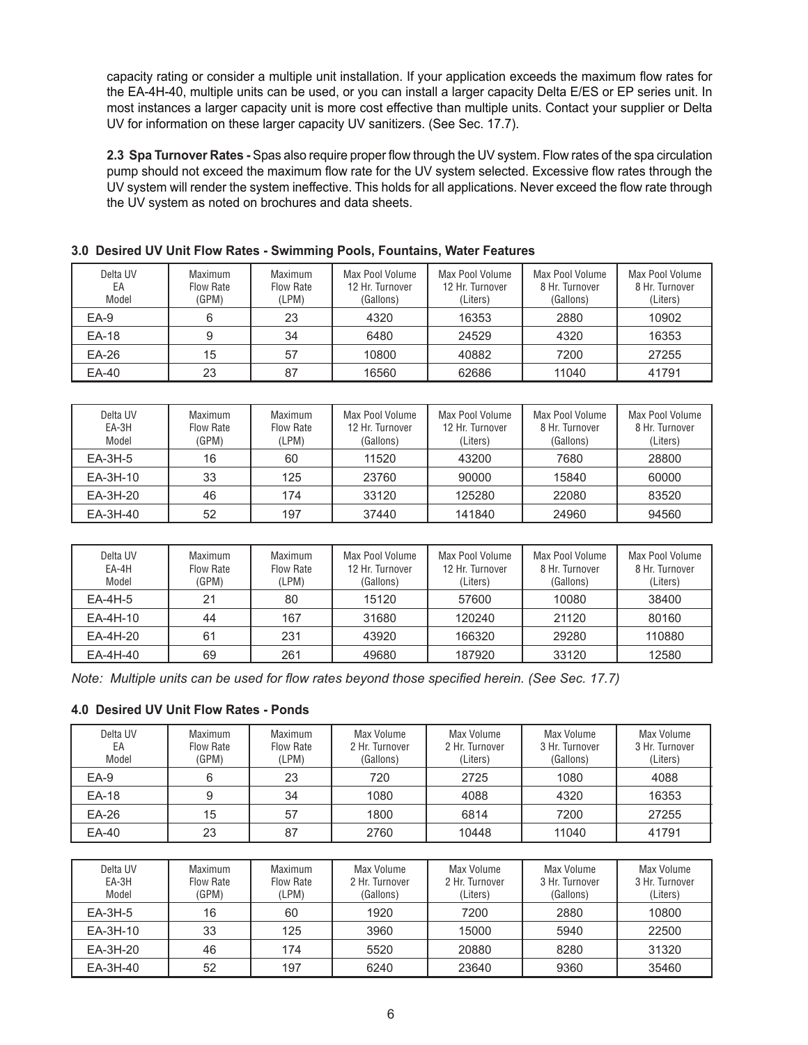capacity rating or consider a multiple unit installation. If your application exceeds the maximum flow rates for the EA-4H-40, multiple units can be used, or you can install a larger capacity Delta E/ES or EP series unit. In most instances a larger capacity unit is more cost effective than multiple units. Contact your supplier or Delta UV for information on these larger capacity UV sanitizers. (See Sec. 17.7).

**2.3 Spa Turnover Rates -** Spas also require proper flow through the UV system. Flow rates of the spa circulation pump should not exceed the maximum flow rate for the UV system selected. Excessive flow rates through the UV system will render the system ineffective. This holds for all applications. Never exceed the flow rate through the UV system as noted on brochures and data sheets.

### 3.0 Desired UV Unit Flow Rates - Swimming Pools, Fountains, Water Features

| Delta UV EA Model | Maximum Flow Rate (GPM) | Maximum Flow Rate (LPM) | Max Pool Volume 12 Hr. Turnover (Gallons) | Max Pool Volume 12 Hr. Turnover (Liters) | Max Pool Volume 8 Hr. Turnover (Gallons) | Max Pool Volume 8 Hr. Turnover (Liters) |
|---|---|---|---|---|---|---|
| EA-9 | 6 | 23 | 4320 | 16353 | 2880 | 10902 |
| EA-18 | 9 | 34 | 6480 | 24529 | 4320 | 16353 |
| EA-26 | 15 | 57 | 10800 | 40882 | 7200 | 27255 |
| EA-40 | 23 | 87 | 16560 | 62686 | 11040 | 41791 |

| Delta UV EA-3H Model | Maximum Flow Rate (GPM) | Maximum Flow Rate (LPM) | Max Pool Volume 12 Hr. Turnover (Gallons) | Max Pool Volume 12 Hr. Turnover (Liters) | Max Pool Volume 8 Hr. Turnover (Gallons) | Max Pool Volume 8 Hr. Turnover (Liters) |
|---|---|---|---|---|---|---|
| EA-3H-5 | 16 | 60 | 11520 | 43200 | 7680 | 28800 |
| EA-3H-10 | 33 | 125 | 23760 | 90000 | 15840 | 60000 |
| EA-3H-20 | 46 | 174 | 33120 | 125280 | 22080 | 83520 |
| EA-3H-40 | 52 | 197 | 37440 | 141840 | 24960 | 94560 |

| Delta UV EA-4H Model | Maximum Flow Rate (GPM) | Maximum Flow Rate (LPM) | Max Pool Volume 12 Hr. Turnover (Gallons) | Max Pool Volume 12 Hr. Turnover (Liters) | Max Pool Volume 8 Hr. Turnover (Gallons) | Max Pool Volume 8 Hr. Turnover (Liters) |
|---|---|---|---|---|---|---|
| EA-4H-5 | 21 | 80 | 15120 | 57600 | 10080 | 38400 |
| EA-4H-10 | 44 | 167 | 31680 | 120240 | 21120 | 80160 |
| EA-4H-20 | 61 | 231 | 43920 | 166320 | 29280 | 110880 |
| EA-4H-40 | 69 | 261 | 49680 | 187920 | 33120 | 12580 |

*Note: Multiple units can be used for flow rates beyond those specified herein. (See Sec. 17.7)*

### 4.0 Desired UV Unit Flow Rates - Ponds

| Delta UV EA Model | Maximum Flow Rate (GPM) | Maximum Flow Rate (LPM) | Max Volume 2 Hr. Turnover (Gallons) | Max Volume 2 Hr. Turnover (Liters) | Max Volume 3 Hr. Turnover (Gallons) | Max Volume 3 Hr. Turnover (Liters) |
|---|---|---|---|---|---|---|
| EA-9 | 6 | 23 | 720 | 2725 | 1080 | 4088 |
| EA-18 | 9 | 34 | 1080 | 4088 | 4320 | 16353 |
| EA-26 | 15 | 57 | 1800 | 6814 | 7200 | 27255 |
| EA-40 | 23 | 87 | 2760 | 10448 | 11040 | 41791 |

| Delta UV EA-3H Model | Maximum Flow Rate (GPM) | Maximum Flow Rate (LPM) | Max Volume 2 Hr. Turnover (Gallons) | Max Volume 2 Hr. Turnover (Liters) | Max Volume 3 Hr. Turnover (Gallons) | Max Volume 3 Hr. Turnover (Liters) |
|---|---|---|---|---|---|---|
| EA-3H-5 | 16 | 60 | 1920 | 7200 | 2880 | 10800 |
| EA-3H-10 | 33 | 125 | 3960 | 15000 | 5940 | 22500 |
| EA-3H-20 | 46 | 174 | 5520 | 20880 | 8280 | 31320 |
| EA-3H-40 | 52 | 197 | 6240 | 23640 | 9360 | 35460 |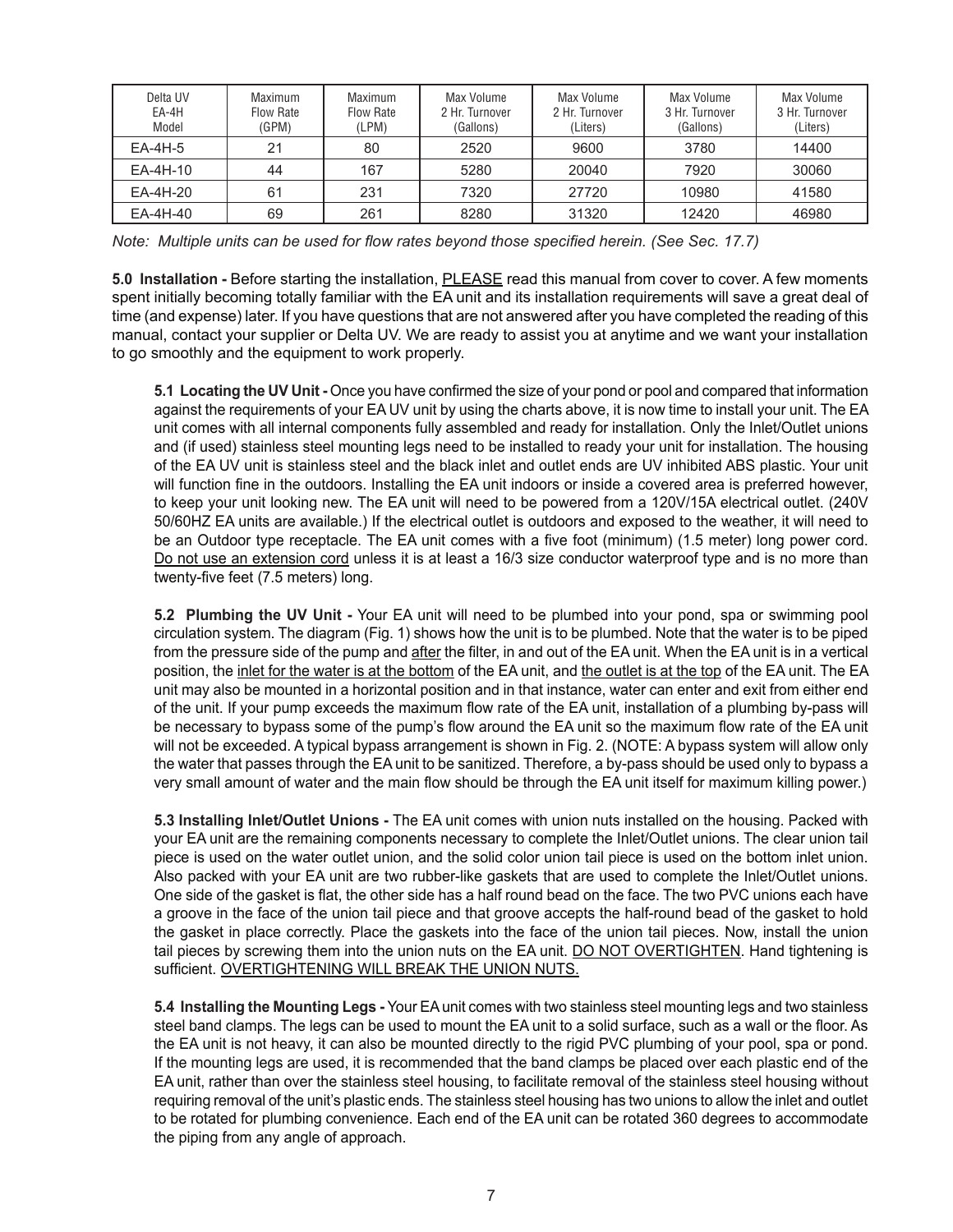| Delta UV EA-4H Model | Maximum Flow Rate (GPM) | Maximum Flow Rate (LPM) | Max Volume 2 Hr. Turnover (Gallons) | Max Volume 2 Hr. Turnover (Liters) | Max Volume 3 Hr. Turnover (Gallons) | Max Volume 3 Hr. Turnover (Liters) |
|---|---|---|---|---|---|---|
| EA-4H-5 | 21 | 80 | 2520 | 9600 | 3780 | 14400 |
| EA-4H-10 | 44 | 167 | 5280 | 20040 | 7920 | 30060 |
| EA-4H-20 | 61 | 231 | 7320 | 27720 | 10980 | 41580 |
| EA-4H-40 | 69 | 261 | 8280 | 31320 | 12420 | 46980 |

*Note: Multiple units can be used for flow rates beyond those specified herein. (See Sec. 17.7)*

**5.0 Installation -** Before starting the installation, PLEASE read this manual from cover to cover. A few moments spent initially becoming totally familiar with the EA unit and its installation requirements will save a great deal of time (and expense) later. If you have questions that are not answered after you have completed the reading of this manual, contact your supplier or Delta UV. We are ready to assist you at anytime and we want your installation to go smoothly and the equipment to work properly.

**5.1 Locating the UV Unit -** Once you have confirmed the size of your pond or pool and compared that information against the requirements of your EA UV unit by using the charts above, it is now time to install your unit. The EA unit comes with all internal components fully assembled and ready for installation. Only the Inlet/Outlet unions and (if used) stainless steel mounting legs need to be installed to ready your unit for installation. The housing of the EA UV unit is stainless steel and the black inlet and outlet ends are UV inhibited ABS plastic. Your unit will function fine in the outdoors. Installing the EA unit indoors or inside a covered area is preferred however, to keep your unit looking new. The EA unit will need to be powered from a 120V/15A electrical outlet. (240V 50/60HZ EA units are available.) If the electrical outlet is outdoors and exposed to the weather, it will need to be an Outdoor type receptacle. The EA unit comes with a five foot (minimum) (1.5 meter) long power cord. Do not use an extension cord unless it is at least a 16/3 size conductor waterproof type and is no more than twenty-five feet (7.5 meters) long.

**5.2 Plumbing the UV Unit -** Your EA unit will need to be plumbed into your pond, spa or swimming pool circulation system. The diagram (Fig. 1) shows how the unit is to be plumbed. Note that the water is to be piped from the pressure side of the pump and after the filter, in and out of the EA unit. When the EA unit is in a vertical position, the inlet for the water is at the bottom of the EA unit, and the outlet is at the top of the EA unit. The EA unit may also be mounted in a horizontal position and in that instance, water can enter and exit from either end of the unit. If your pump exceeds the maximum flow rate of the EA unit, installation of a plumbing by-pass will be necessary to bypass some of the pump's flow around the EA unit so the maximum flow rate of the EA unit will not be exceeded. A typical bypass arrangement is shown in Fig. 2. (NOTE: A bypass system will allow only the water that passes through the EA unit to be sanitized. Therefore, a by-pass should be used only to bypass a very small amount of water and the main flow should be through the EA unit itself for maximum killing power.)

**5.3 Installing Inlet/Outlet Unions -** The EA unit comes with union nuts installed on the housing. Packed with your EA unit are the remaining components necessary to complete the Inlet/Outlet unions. The clear union tail piece is used on the water outlet union, and the solid color union tail piece is used on the bottom inlet union. Also packed with your EA unit are two rubber-like gaskets that are used to complete the Inlet/Outlet unions. One side of the gasket is flat, the other side has a half round bead on the face. The two PVC unions each have a groove in the face of the union tail piece and that groove accepts the half-round bead of the gasket to hold the gasket in place correctly. Place the gaskets into the face of the union tail pieces. Now, install the union tail pieces by screwing them into the union nuts on the EA unit. DO NOT OVERTIGHTEN. Hand tightening is sufficient. OVERTIGHTENING WILL BREAK THE UNION NUTS.

**5.4 Installing the Mounting Legs -** Your EA unit comes with two stainless steel mounting legs and two stainless steel band clamps. The legs can be used to mount the EA unit to a solid surface, such as a wall or the floor. As the EA unit is not heavy, it can also be mounted directly to the rigid PVC plumbing of your pool, spa or pond. If the mounting legs are used, it is recommended that the band clamps be placed over each plastic end of the EA unit, rather than over the stainless steel housing, to facilitate removal of the stainless steel housing without requiring removal of the unit's plastic ends. The stainless steel housing has two unions to allow the inlet and outlet to be rotated for plumbing convenience. Each end of the EA unit can be rotated 360 degrees to accommodate the piping from any angle of approach.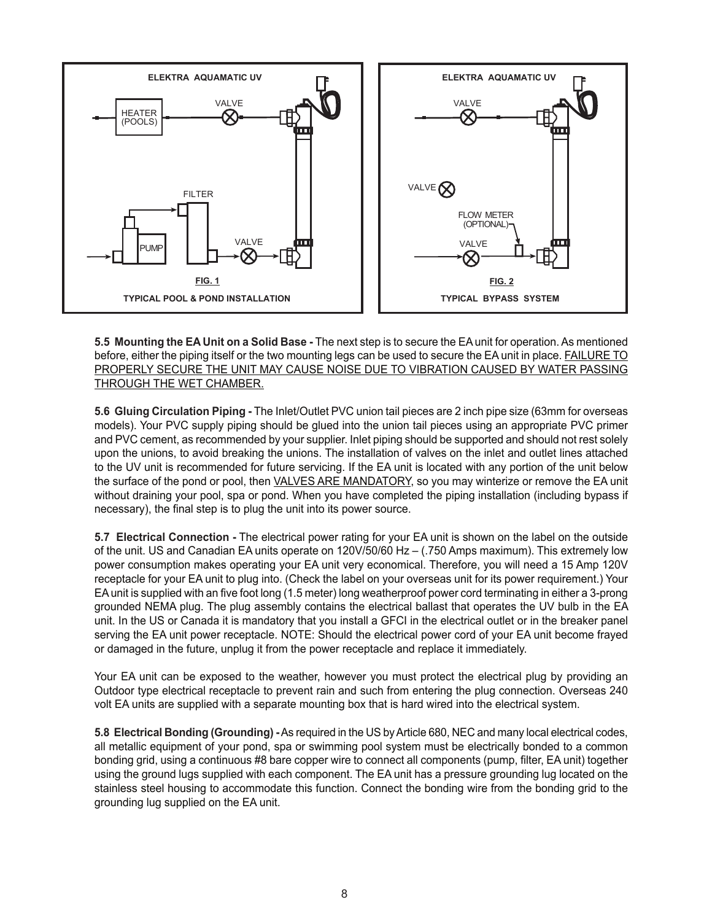ELEKTRA AQUAMATIC UV

HEATER (POOLS)

VALVE

FILTER

PUMP

VALVE

FIG. 1

TYPICAL POOL & POND INSTALLATION

ELEKTRA AQUAMATIC UV

VALVE

VALVE

FLOW METER (OPTIONAL)

VALVE

FIG. 2

TYPICAL BYPASS SYSTEM

**5.5 Mounting the EA Unit on a Solid Base -** The next step is to secure the EA unit for operation. As mentioned before, either the piping itself or the two mounting legs can be used to secure the EA unit in place. FAILURE TO PROPERLY SECURE THE UNIT MAY CAUSE NOISE DUE TO VIBRATION CAUSED BY WATER PASSING THROUGH THE WET CHAMBER.

**5.6 Gluing Circulation Piping -** The Inlet/Outlet PVC union tail pieces are 2 inch pipe size (63mm for overseas models). Your PVC supply piping should be glued into the union tail pieces using an appropriate PVC primer and PVC cement, as recommended by your supplier. Inlet piping should be supported and should not rest solely upon the unions, to avoid breaking the unions. The installation of valves on the inlet and outlet lines attached to the UV unit is recommended for future servicing. If the EA unit is located with any portion of the unit below the surface of the pond or pool, then VALVES ARE MANDATORY, so you may winterize or remove the EA unit without draining your pool, spa or pond. When you have completed the piping installation (including bypass if necessary), the final step is to plug the unit into its power source.

**5.7 Electrical Connection -** The electrical power rating for your EA unit is shown on the label on the outside of the unit. US and Canadian EA units operate on 120V/50/60 Hz – (.750 Amps maximum). This extremely low power consumption makes operating your EA unit very economical. Therefore, you will need a 15 Amp 120V receptacle for your EA unit to plug into. (Check the label on your overseas unit for its power requirement.) Your EA unit is supplied with an five foot long (1.5 meter) long weatherproof power cord terminating in either a 3-prong grounded NEMA plug. The plug assembly contains the electrical ballast that operates the UV bulb in the EA unit. In the US or Canada it is mandatory that you install a GFCI in the electrical outlet or in the breaker panel serving the EA unit power receptacle. NOTE: Should the electrical power cord of your EA unit become frayed or damaged in the future, unplug it from the power receptacle and replace it immediately.

Your EA unit can be exposed to the weather, however you must protect the electrical plug by providing an Outdoor type electrical receptacle to prevent rain and such from entering the plug connection. Overseas 240 volt EA units are supplied with a separate mounting box that is hard wired into the electrical system.

**5.8 Electrical Bonding (Grounding) -** As required in the US by Article 680, NEC and many local electrical codes, all metallic equipment of your pond, spa or swimming pool system must be electrically bonded to a common bonding grid, using a continuous #8 bare copper wire to connect all components (pump, filter, EA unit) together using the ground lugs supplied with each component. The EA unit has a pressure grounding lug located on the stainless steel housing to accommodate this function. Connect the bonding wire from the bonding grid to the grounding lug supplied on the EA unit.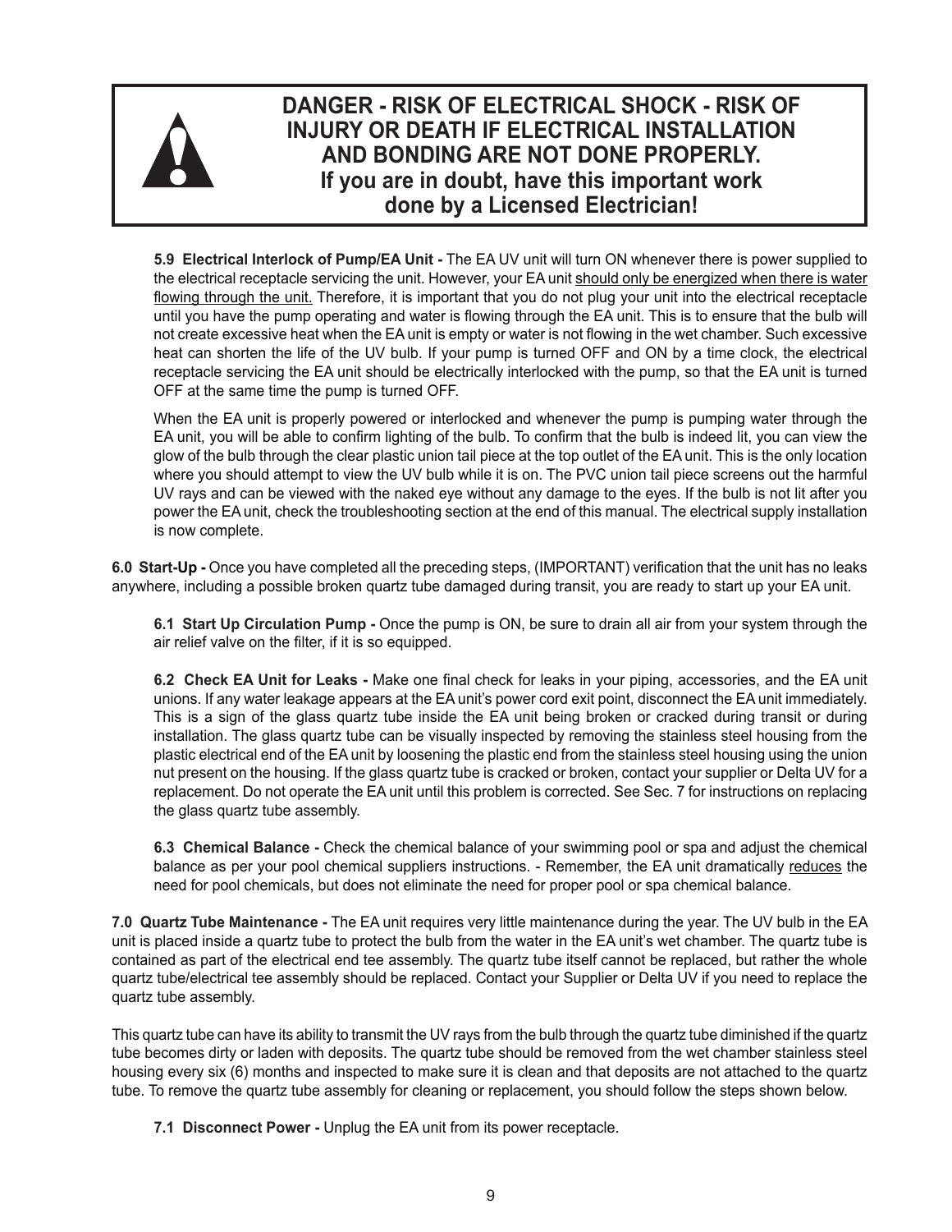**DANGER - RISK OF ELECTRICAL SHOCK - RISK OF INJURY OR DEATH IF ELECTRICAL INSTALLATION AND BONDING ARE NOT DONE PROPERLY.**
**If you are in doubt, have this important work done by a Licensed Electrician!**

**5.9 Electrical Interlock of Pump/EA Unit -** The EA UV unit will turn ON whenever there is power supplied to the electrical receptacle servicing the unit. However, your EA unit <u>should only be energized when there is water flowing through the unit.</u> Therefore, it is important that you do not plug your unit into the electrical receptacle until you have the pump operating and water is flowing through the EA unit. This is to ensure that the bulb will not create excessive heat when the EA unit is empty or water is not flowing in the wet chamber. Such excessive heat can shorten the life of the UV bulb. If your pump is turned OFF and ON by a time clock, the electrical receptacle servicing the EA unit should be electrically interlocked with the pump, so that the EA unit is turned OFF at the same time the pump is turned OFF.

When the EA unit is properly powered or interlocked and whenever the pump is pumping water through the EA unit, you will be able to confirm lighting of the bulb. To confirm that the bulb is indeed lit, you can view the glow of the bulb through the clear plastic union tail piece at the top outlet of the EA unit. This is the only location where you should attempt to view the UV bulb while it is on. The PVC union tail piece screens out the harmful UV rays and can be viewed with the naked eye without any damage to the eyes. If the bulb is not lit after you power the EA unit, check the troubleshooting section at the end of this manual. The electrical supply installation is now complete.

**6.0 Start-Up -** Once you have completed all the preceding steps, (IMPORTANT) verification that the unit has no leaks anywhere, including a possible broken quartz tube damaged during transit, you are ready to start up your EA unit.

**6.1 Start Up Circulation Pump -** Once the pump is ON, be sure to drain all air from your system through the air relief valve on the filter, if it is so equipped.

**6.2 Check EA Unit for Leaks -** Make one final check for leaks in your piping, accessories, and the EA unit unions. If any water leakage appears at the EA unit's power cord exit point, disconnect the EA unit immediately. This is a sign of the glass quartz tube inside the EA unit being broken or cracked during transit or during installation. The glass quartz tube can be visually inspected by removing the stainless steel housing from the plastic electrical end of the EA unit by loosening the plastic end from the stainless steel housing using the union nut present on the housing. If the glass quartz tube is cracked or broken, contact your supplier or Delta UV for a replacement. Do not operate the EA unit until this problem is corrected. See Sec. 7 for instructions on replacing the glass quartz tube assembly.

**6.3 Chemical Balance -** Check the chemical balance of your swimming pool or spa and adjust the chemical balance as per your pool chemical suppliers instructions. - Remember, the EA unit dramatically <u>reduces</u> the need for pool chemicals, but does not eliminate the need for proper pool or spa chemical balance.

**7.0 Quartz Tube Maintenance -** The EA unit requires very little maintenance during the year. The UV bulb in the EA unit is placed inside a quartz tube to protect the bulb from the water in the EA unit's wet chamber. The quartz tube is contained as part of the electrical end tee assembly. The quartz tube itself cannot be replaced, but rather the whole quartz tube/electrical tee assembly should be replaced. Contact your Supplier or Delta UV if you need to replace the quartz tube assembly.

This quartz tube can have its ability to transmit the UV rays from the bulb through the quartz tube diminished if the quartz tube becomes dirty or laden with deposits. The quartz tube should be removed from the wet chamber stainless steel housing every six (6) months and inspected to make sure it is clean and that deposits are not attached to the quartz tube. To remove the quartz tube assembly for cleaning or replacement, you should follow the steps shown below.

**7.1 Disconnect Power -** Unplug the EA unit from its power receptacle.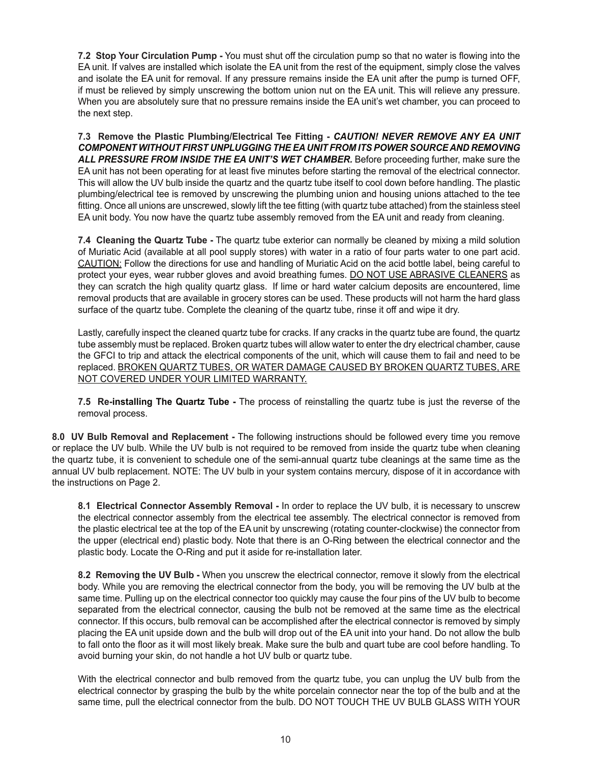**7.2 Stop Your Circulation Pump -** You must shut off the circulation pump so that no water is flowing into the EA unit. If valves are installed which isolate the EA unit from the rest of the equipment, simply close the valves and isolate the EA unit for removal. If any pressure remains inside the EA unit after the pump is turned OFF, if must be relieved by simply unscrewing the bottom union nut on the EA unit. This will relieve any pressure. When you are absolutely sure that no pressure remains inside the EA unit's wet chamber, you can proceed to the next step.

**7.3 Remove the Plastic Plumbing/Electrical Tee Fitting -** ***CAUTION! NEVER REMOVE ANY EA UNIT COMPONENT WITHOUT FIRST UNPLUGGING THE EA UNIT FROM ITS POWER SOURCE AND REMOVING ALL PRESSURE FROM INSIDE THE EA UNIT'S WET CHAMBER.*** Before proceeding further, make sure the EA unit has not been operating for at least five minutes before starting the removal of the electrical connector. This will allow the UV bulb inside the quartz and the quartz tube itself to cool down before handling. The plastic plumbing/electrical tee is removed by unscrewing the plumbing union and housing unions attached to the tee fitting. Once all unions are unscrewed, slowly lift the tee fitting (with quartz tube attached) from the stainless steel EA unit body. You now have the quartz tube assembly removed from the EA unit and ready from cleaning.

**7.4 Cleaning the Quartz Tube -** The quartz tube exterior can normally be cleaned by mixing a mild solution of Muriatic Acid (available at all pool supply stores) with water in a ratio of four parts water to one part acid. <u>CAUTION:</u> Follow the directions for use and handling of Muriatic Acid on the acid bottle label, being careful to protect your eyes, wear rubber gloves and avoid breathing fumes. <u>DO NOT USE ABRASIVE CLEANERS</u> as they can scratch the high quality quartz glass. If lime or hard water calcium deposits are encountered, lime removal products that are available in grocery stores can be used. These products will not harm the hard glass surface of the quartz tube. Complete the cleaning of the quartz tube, rinse it off and wipe it dry.

Lastly, carefully inspect the cleaned quartz tube for cracks. If any cracks in the quartz tube are found, the quartz tube assembly must be replaced. Broken quartz tubes will allow water to enter the dry electrical chamber, cause the GFCI to trip and attack the electrical components of the unit, which will cause them to fail and need to be replaced. <u>BROKEN QUARTZ TUBES, OR WATER DAMAGE CAUSED BY BROKEN QUARTZ TUBES, ARE NOT COVERED UNDER YOUR LIMITED WARRANTY.</u>

**7.5 Re-installing The Quartz Tube -** The process of reinstalling the quartz tube is just the reverse of the removal process.

**8.0 UV Bulb Removal and Replacement -** The following instructions should be followed every time you remove or replace the UV bulb. While the UV bulb is not required to be removed from inside the quartz tube when cleaning the quartz tube, it is convenient to schedule one of the semi-annual quartz tube cleanings at the same time as the annual UV bulb replacement. NOTE: The UV bulb in your system contains mercury, dispose of it in accordance with the instructions on Page 2.

**8.1 Electrical Connector Assembly Removal -** In order to replace the UV bulb, it is necessary to unscrew the electrical connector assembly from the electrical tee assembly. The electrical connector is removed from the plastic electrical tee at the top of the EA unit by unscrewing (rotating counter-clockwise) the connector from the upper (electrical end) plastic body. Note that there is an O-Ring between the electrical connector and the plastic body. Locate the O-Ring and put it aside for re-installation later.

**8.2 Removing the UV Bulb -** When you unscrew the electrical connector, remove it slowly from the electrical body. While you are removing the electrical connector from the body, you will be removing the UV bulb at the same time. Pulling up on the electrical connector too quickly may cause the four pins of the UV bulb to become separated from the electrical connector, causing the bulb not be removed at the same time as the electrical connector. If this occurs, bulb removal can be accomplished after the electrical connector is removed by simply placing the EA unit upside down and the bulb will drop out of the EA unit into your hand. Do not allow the bulb to fall onto the floor as it will most likely break. Make sure the bulb and quart tube are cool before handling. To avoid burning your skin, do not handle a hot UV bulb or quartz tube.

With the electrical connector and bulb removed from the quartz tube, you can unplug the UV bulb from the electrical connector by grasping the bulb by the white porcelain connector near the top of the bulb and at the same time, pull the electrical connector from the bulb. DO NOT TOUCH THE UV BULB GLASS WITH YOUR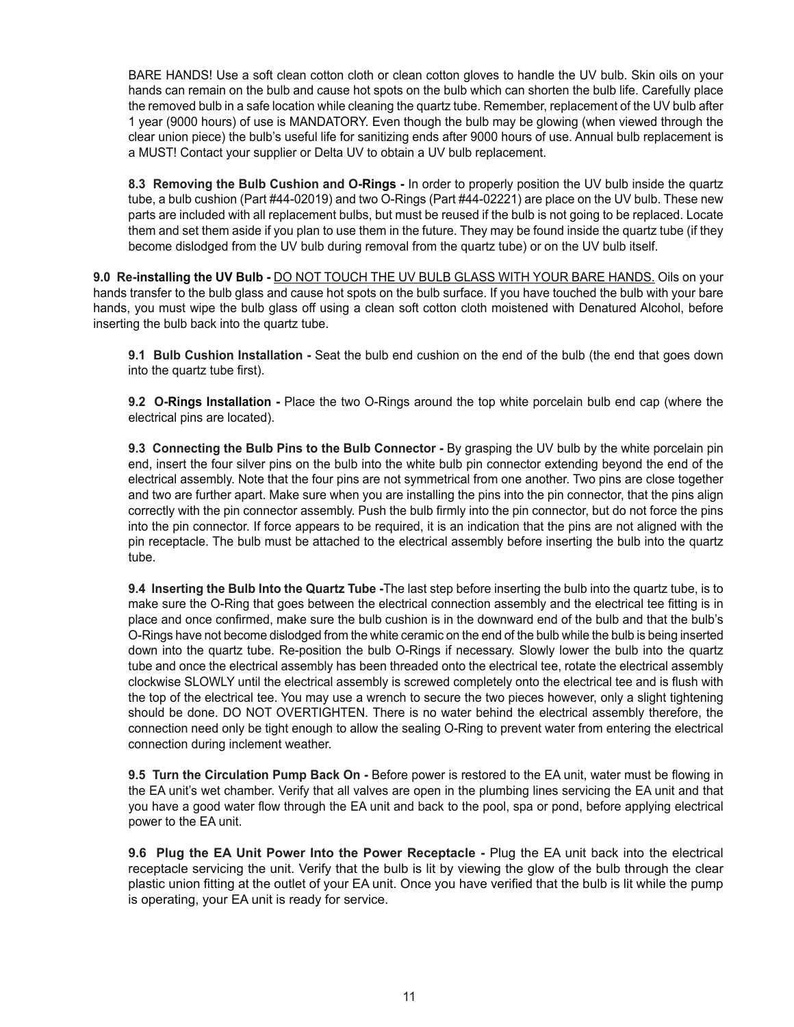BARE HANDS! Use a soft clean cotton cloth or clean cotton gloves to handle the UV bulb. Skin oils on your hands can remain on the bulb and cause hot spots on the bulb which can shorten the bulb life. Carefully place the removed bulb in a safe location while cleaning the quartz tube. Remember, replacement of the UV bulb after 1 year (9000 hours) of use is MANDATORY. Even though the bulb may be glowing (when viewed through the clear union piece) the bulb's useful life for sanitizing ends after 9000 hours of use. Annual bulb replacement is a MUST! Contact your supplier or Delta UV to obtain a UV bulb replacement.

**8.3 Removing the Bulb Cushion and O-Rings -** In order to properly position the UV bulb inside the quartz tube, a bulb cushion (Part #44-02019) and two O-Rings (Part #44-02221) are place on the UV bulb. These new parts are included with all replacement bulbs, but must be reused if the bulb is not going to be replaced. Locate them and set them aside if you plan to use them in the future. They may be found inside the quartz tube (if they become dislodged from the UV bulb during removal from the quartz tube) or on the UV bulb itself.

**9.0 Re-installing the UV Bulb -** <u>DO NOT TOUCH THE UV BULB GLASS WITH YOUR BARE HANDS.</u> Oils on your hands transfer to the bulb glass and cause hot spots on the bulb surface. If you have touched the bulb with your bare hands, you must wipe the bulb glass off using a clean soft cotton cloth moistened with Denatured Alcohol, before inserting the bulb back into the quartz tube.

**9.1 Bulb Cushion Installation -** Seat the bulb end cushion on the end of the bulb (the end that goes down into the quartz tube first).

**9.2 O-Rings Installation -** Place the two O-Rings around the top white porcelain bulb end cap (where the electrical pins are located).

**9.3 Connecting the Bulb Pins to the Bulb Connector -** By grasping the UV bulb by the white porcelain pin end, insert the four silver pins on the bulb into the white bulb pin connector extending beyond the end of the electrical assembly. Note that the four pins are not symmetrical from one another. Two pins are close together and two are further apart. Make sure when you are installing the pins into the pin connector, that the pins align correctly with the pin connector assembly. Push the bulb firmly into the pin connector, but do not force the pins into the pin connector. If force appears to be required, it is an indication that the pins are not aligned with the pin receptacle. The bulb must be attached to the electrical assembly before inserting the bulb into the quartz tube.

**9.4 Inserting the Bulb Into the Quartz Tube -**The last step before inserting the bulb into the quartz tube, is to make sure the O-Ring that goes between the electrical connection assembly and the electrical tee fitting is in place and once confirmed, make sure the bulb cushion is in the downward end of the bulb and that the bulb's O-Rings have not become dislodged from the white ceramic on the end of the bulb while the bulb is being inserted down into the quartz tube. Re-position the bulb O-Rings if necessary. Slowly lower the bulb into the quartz tube and once the electrical assembly has been threaded onto the electrical tee, rotate the electrical assembly clockwise SLOWLY until the electrical assembly is screwed completely onto the electrical tee and is flush with the top of the electrical tee. You may use a wrench to secure the two pieces however, only a slight tightening should be done. DO NOT OVERTIGHTEN. There is no water behind the electrical assembly therefore, the connection need only be tight enough to allow the sealing O-Ring to prevent water from entering the electrical connection during inclement weather.

**9.5 Turn the Circulation Pump Back On -** Before power is restored to the EA unit, water must be flowing in the EA unit's wet chamber. Verify that all valves are open in the plumbing lines servicing the EA unit and that you have a good water flow through the EA unit and back to the pool, spa or pond, before applying electrical power to the EA unit.

**9.6 Plug the EA Unit Power Into the Power Receptacle -** Plug the EA unit back into the electrical receptacle servicing the unit. Verify that the bulb is lit by viewing the glow of the bulb through the clear plastic union fitting at the outlet of your EA unit. Once you have verified that the bulb is lit while the pump is operating, your EA unit is ready for service.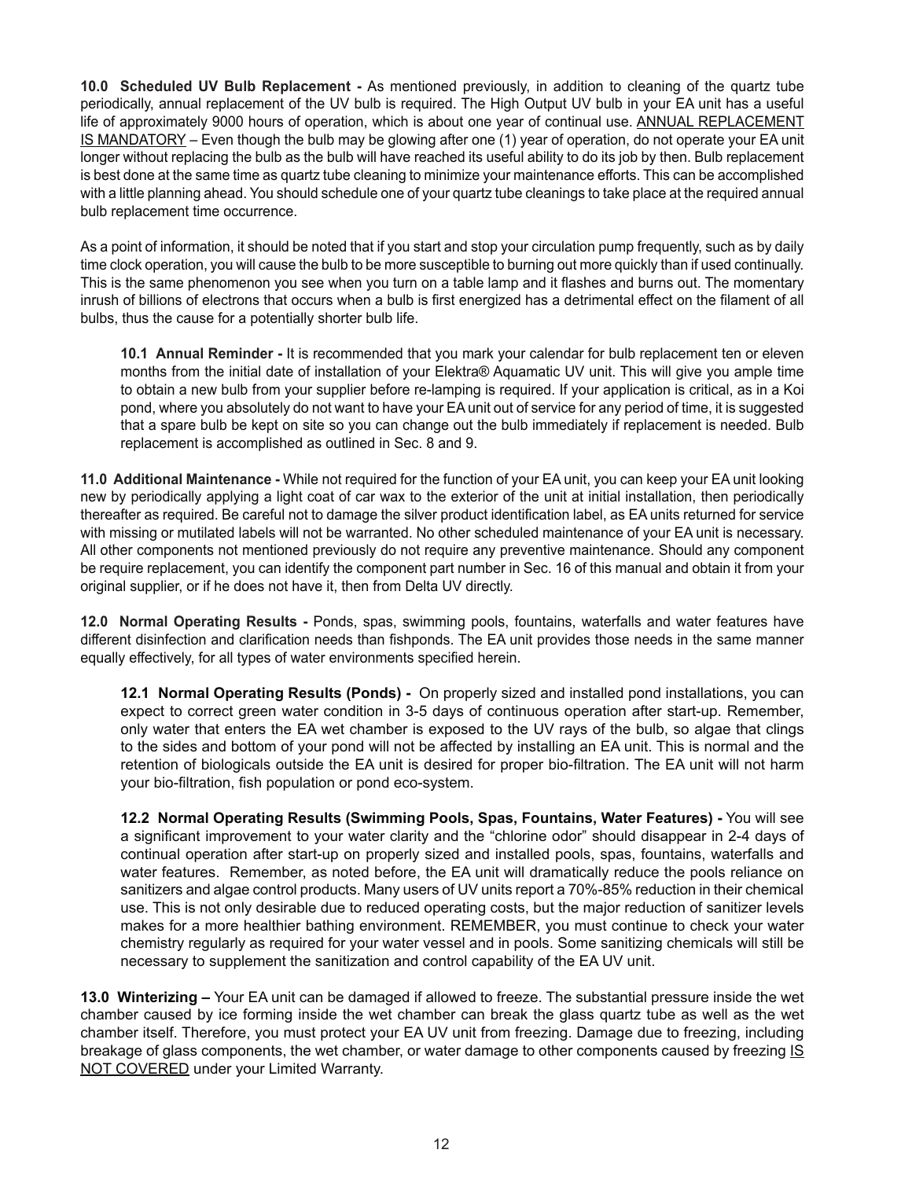**10.0 Scheduled UV Bulb Replacement -** As mentioned previously, in addition to cleaning of the quartz tube periodically, annual replacement of the UV bulb is required. The High Output UV bulb in your EA unit has a useful life of approximately 9000 hours of operation, which is about one year of continual use. <u>ANNUAL REPLACEMENT IS MANDATORY</u> – Even though the bulb may be glowing after one (1) year of operation, do not operate your EA unit longer without replacing the bulb as the bulb will have reached its useful ability to do its job by then. Bulb replacement is best done at the same time as quartz tube cleaning to minimize your maintenance efforts. This can be accomplished with a little planning ahead. You should schedule one of your quartz tube cleanings to take place at the required annual bulb replacement time occurrence.

As a point of information, it should be noted that if you start and stop your circulation pump frequently, such as by daily time clock operation, you will cause the bulb to be more susceptible to burning out more quickly than if used continually. This is the same phenomenon you see when you turn on a table lamp and it flashes and burns out. The momentary inrush of billions of electrons that occurs when a bulb is first energized has a detrimental effect on the filament of all bulbs, thus the cause for a potentially shorter bulb life.

> **10.1 Annual Reminder -** It is recommended that you mark your calendar for bulb replacement ten or eleven months from the initial date of installation of your Elektra® Aquamatic UV unit. This will give you ample time to obtain a new bulb from your supplier before re-lamping is required. If your application is critical, as in a Koi pond, where you absolutely do not want to have your EA unit out of service for any period of time, it is suggested that a spare bulb be kept on site so you can change out the bulb immediately if replacement is needed. Bulb replacement is accomplished as outlined in Sec. 8 and 9.

**11.0 Additional Maintenance -** While not required for the function of your EA unit, you can keep your EA unit looking new by periodically applying a light coat of car wax to the exterior of the unit at initial installation, then periodically thereafter as required. Be careful not to damage the silver product identification label, as EA units returned for service with missing or mutilated labels will not be warranted. No other scheduled maintenance of your EA unit is necessary. All other components not mentioned previously do not require any preventive maintenance. Should any component be require replacement, you can identify the component part number in Sec. 16 of this manual and obtain it from your original supplier, or if he does not have it, then from Delta UV directly.

**12.0 Normal Operating Results -** Ponds, spas, swimming pools, fountains, waterfalls and water features have different disinfection and clarification needs than fishponds. The EA unit provides those needs in the same manner equally effectively, for all types of water environments specified herein.

> **12.1 Normal Operating Results (Ponds) -** On properly sized and installed pond installations, you can expect to correct green water condition in 3-5 days of continuous operation after start-up. Remember, only water that enters the EA wet chamber is exposed to the UV rays of the bulb, so algae that clings to the sides and bottom of your pond will not be affected by installing an EA unit. This is normal and the retention of biologicals outside the EA unit is desired for proper bio-filtration. The EA unit will not harm your bio-filtration, fish population or pond eco-system.
>
> **12.2 Normal Operating Results (Swimming Pools, Spas, Fountains, Water Features) -** You will see a significant improvement to your water clarity and the “chlorine odor” should disappear in 2-4 days of continual operation after start-up on properly sized and installed pools, spas, fountains, waterfalls and water features. Remember, as noted before, the EA unit will dramatically reduce the pools reliance on sanitizers and algae control products. Many users of UV units report a 70%-85% reduction in their chemical use. This is not only desirable due to reduced operating costs, but the major reduction of sanitizer levels makes for a more healthier bathing environment. REMEMBER, you must continue to check your water chemistry regularly as required for your water vessel and in pools. Some sanitizing chemicals will still be necessary to supplement the sanitization and control capability of the EA UV unit.

**13.0 Winterizing –** Your EA unit can be damaged if allowed to freeze. The substantial pressure inside the wet chamber caused by ice forming inside the wet chamber can break the glass quartz tube as well as the wet chamber itself. Therefore, you must protect your EA UV unit from freezing. Damage due to freezing, including breakage of glass components, the wet chamber, or water damage to other components caused by freezing <u>IS NOT COVERED</u> under your Limited Warranty.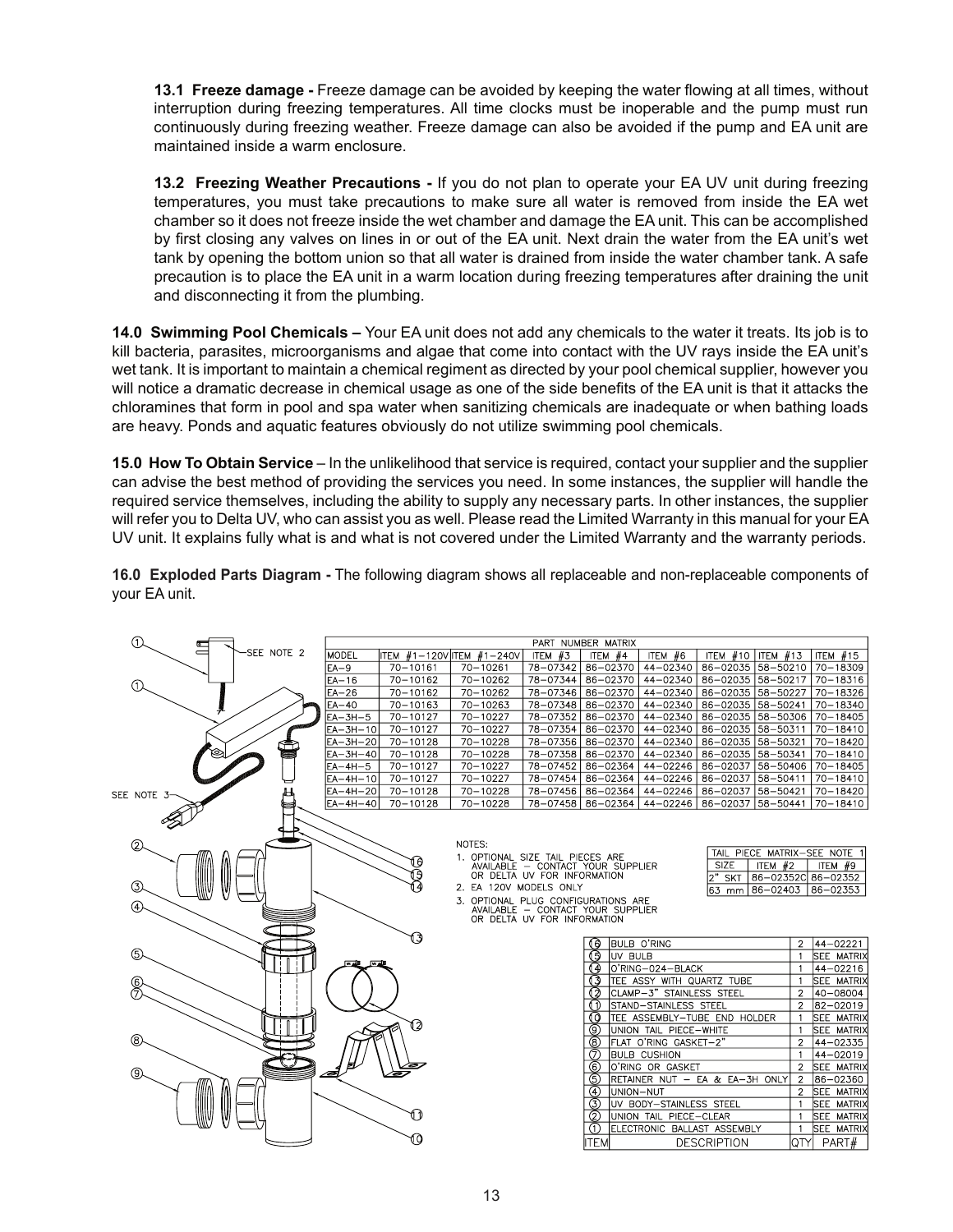**13.1 Freeze damage -** Freeze damage can be avoided by keeping the water flowing at all times, without interruption during freezing temperatures. All time clocks must be inoperable and the pump must run continuously during freezing weather. Freeze damage can also be avoided if the pump and EA unit are maintained inside a warm enclosure.

**13.2 Freezing Weather Precautions -** If you do not plan to operate your EA UV unit during freezing temperatures, you must take precautions to make sure all water is removed from inside the EA wet chamber so it does not freeze inside the wet chamber and damage the EA unit. This can be accomplished by first closing any valves on lines in or out of the EA unit. Next drain the water from the EA unit's wet tank by opening the bottom union so that all water is drained from inside the water chamber tank. A safe precaution is to place the EA unit in a warm location during freezing temperatures after draining the unit and disconnecting it from the plumbing.

**14.0 Swimming Pool Chemicals –** Your EA unit does not add any chemicals to the water it treats. Its job is to kill bacteria, parasites, microorganisms and algae that come into contact with the UV rays inside the EA unit's wet tank. It is important to maintain a chemical regiment as directed by your pool chemical supplier, however you will notice a dramatic decrease in chemical usage as one of the side benefits of the EA unit is that it attacks the chloramines that form in pool and spa water when sanitizing chemicals are inadequate or when bathing loads are heavy. Ponds and aquatic features obviously do not utilize swimming pool chemicals.

**15.0 How To Obtain Service** – In the unlikelihood that service is required, contact your supplier and the supplier can advise the best method of providing the services you need. In some instances, the supplier will handle the required service themselves, including the ability to supply any necessary parts. In other instances, the supplier will refer you to Delta UV, who can assist you as well. Please read the Limited Warranty in this manual for your EA UV unit. It explains fully what is and what is not covered under the Limited Warranty and the warranty periods.

**16.0 Exploded Parts Diagram -** The following diagram shows all replaceable and non-replaceable components of your EA unit.

PART NUMBER MATRIX

| MODEL | ITEM #1–120V | ITEM #1–240V | ITEM #3 | ITEM #4 | ITEM #6 | ITEM #10 | ITEM #13 | ITEM #15 |
|---|---|---|---|---|---|---|---|---|
| EA–9 | 70–10161 | 70–10261 | 78–07342 | 86–02370 | 44–02340 | 86–02035 | 58–50210 | 70–18309 |
| EA–16 | 70–10162 | 70–10262 | 78–07344 | 86–02370 | 44–02340 | 86–02035 | 58–50217 | 70–18316 |
| EA–26 | 70–10162 | 70–10262 | 78–07346 | 86–02370 | 44–02340 | 86–02035 | 58–50227 | 70–18326 |
| EA–40 | 70–10163 | 70–10263 | 78–07348 | 86–02370 | 44–02340 | 86–02035 | 58–50241 | 70–18340 |
| EA–3H–5 | 70–10127 | 70–10227 | 78–07352 | 86–02370 | 44–02340 | 86–02035 | 58–50306 | 70–18405 |
| EA–3H–10 | 70–10127 | 70–10227 | 78–07354 | 86–02370 | 44–02340 | 86–02035 | 58–50311 | 70–18410 |
| EA–3H–20 | 70–10128 | 70–10228 | 78–07356 | 86–02370 | 44–02340 | 86–02035 | 58–50321 | 70–18420 |
| EA–3H–40 | 70–10128 | 70–10228 | 78–07358 | 86–02370 | 44–02340 | 86–02035 | 58–50341 | 70–18410 |
| EA–4H–5 | 70–10127 | 70–10227 | 78–07452 | 86–02364 | 44–02246 | 86–02037 | 58–50406 | 70–18405 |
| EA–4H–10 | 70–10127 | 70–10227 | 78–07454 | 86–02364 | 44–02246 | 86–02037 | 58–50411 | 70–18410 |
| EA–4H–20 | 70–10128 | 70–10228 | 78–07456 | 86–02364 | 44–02246 | 86–02037 | 58–50421 | 70–18420 |
| EA–4H–40 | 70–10128 | 70–10228 | 78–07458 | 86–02364 | 44–02246 | 86–02037 | 58–50441 | 70–18410 |

NOTES:
1. OPTIONAL SIZE TAIL PIECES ARE AVAILABLE – CONTACT YOUR SUPPLIER OR DELTA UV FOR INFORMATION
2. EA 120V MODELS ONLY
3. OPTIONAL PLUG CONFIGURATIONS ARE AVAILABLE – CONTACT YOUR SUPPLIER OR DELTA UV FOR INFORMATION

TAIL PIECE MATRIX–SEE NOTE 1

| SIZE | ITEM #2 | ITEM #9 |
|---|---|---|
| 2" SKT | 86–02352C | 86–02352 |
| 63 mm | 86–02403 | 86–02353 |

| ITEM | DESCRIPTION | QTY | PART# |
|---|---|---|---|
| 16 | BULB O'RING | 2 | 44–02221 |
| 15 | UV BULB | 1 | SEE MATRIX |
| 14 | O'RING–024–BLACK | 1 | 44–02216 |
| 13 | TEE ASSY WITH QUARTZ TUBE | 1 | SEE MATRIX |
| 12 | CLAMP–3" STAINLESS STEEL | 2 | 40–08004 |
| 11 | STAND–STAINLESS STEEL | 2 | 82–02019 |
| 10 | TEE ASSEMBLY–TUBE END HOLDER | 1 | SEE MATRIX |
| 9 | UNION TAIL PIECE–WHITE | 1 | SEE MATRIX |
| 8 | FLAT O'RING GASKET–2" | 2 | 44–02335 |
| 7 | BULB CUSHION | 1 | 44–02019 |
| 6 | O'RING OR GASKET | 2 | SEE MATRIX |
| 5 | RETAINER NUT – EA & EA–3H ONLY | 2 | 86–02360 |
| 4 | UNION–NUT | 2 | SEE MATRIX |
| 3 | UV BODY–STAINLESS STEEL | 1 | SEE MATRIX |
| 2 | UNION TAIL PIECE–CLEAR | 1 | SEE MATRIX |
| 1 | ELECTRONIC BALLAST ASSEMBLY | 1 | SEE MATRIX |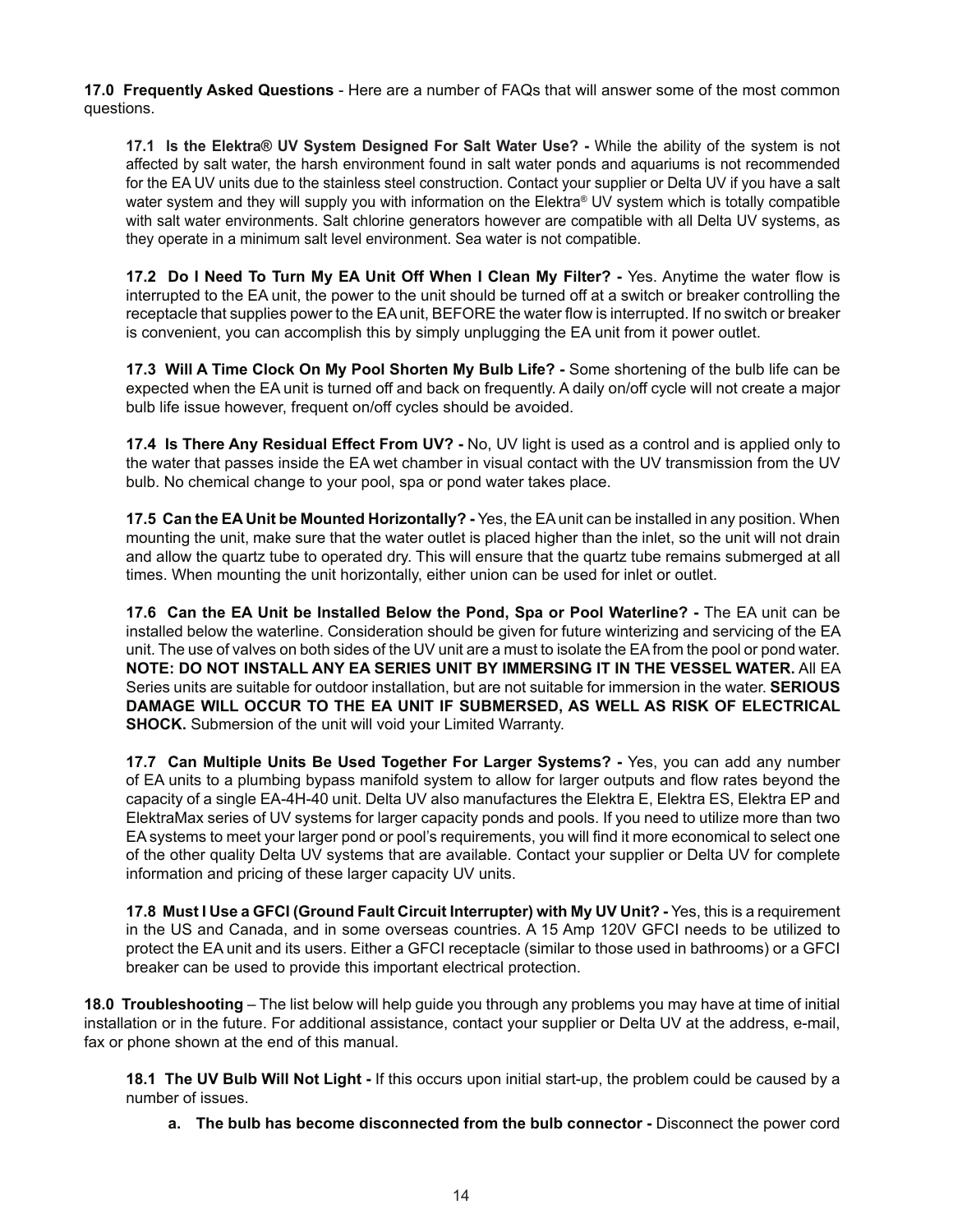**17.0 Frequently Asked Questions** - Here are a number of FAQs that will answer some of the most common questions.

**17.1 Is the Elektra® UV System Designed For Salt Water Use? -** While the ability of the system is not affected by salt water, the harsh environment found in salt water ponds and aquariums is not recommended for the EA UV units due to the stainless steel construction. Contact your supplier or Delta UV if you have a salt water system and they will supply you with information on the Elektra® UV system which is totally compatible with salt water environments. Salt chlorine generators however are compatible with all Delta UV systems, as they operate in a minimum salt level environment. Sea water is not compatible.

**17.2 Do I Need To Turn My EA Unit Off When I Clean My Filter? -** Yes. Anytime the water flow is interrupted to the EA unit, the power to the unit should be turned off at a switch or breaker controlling the receptacle that supplies power to the EA unit, BEFORE the water flow is interrupted. If no switch or breaker is convenient, you can accomplish this by simply unplugging the EA unit from it power outlet.

**17.3 Will A Time Clock On My Pool Shorten My Bulb Life? -** Some shortening of the bulb life can be expected when the EA unit is turned off and back on frequently. A daily on/off cycle will not create a major bulb life issue however, frequent on/off cycles should be avoided.

**17.4 Is There Any Residual Effect From UV? -** No, UV light is used as a control and is applied only to the water that passes inside the EA wet chamber in visual contact with the UV transmission from the UV bulb. No chemical change to your pool, spa or pond water takes place.

**17.5 Can the EA Unit be Mounted Horizontally? -** Yes, the EA unit can be installed in any position. When mounting the unit, make sure that the water outlet is placed higher than the inlet, so the unit will not drain and allow the quartz tube to operated dry. This will ensure that the quartz tube remains submerged at all times. When mounting the unit horizontally, either union can be used for inlet or outlet.

**17.6 Can the EA Unit be Installed Below the Pond, Spa or Pool Waterline? -** The EA unit can be installed below the waterline. Consideration should be given for future winterizing and servicing of the EA unit. The use of valves on both sides of the UV unit are a must to isolate the EA from the pool or pond water. **NOTE: DO NOT INSTALL ANY EA SERIES UNIT BY IMMERSING IT IN THE VESSEL WATER.** All EA Series units are suitable for outdoor installation, but are not suitable for immersion in the water. **SERIOUS DAMAGE WILL OCCUR TO THE EA UNIT IF SUBMERSED, AS WELL AS RISK OF ELECTRICAL SHOCK.** Submersion of the unit will void your Limited Warranty.

**17.7 Can Multiple Units Be Used Together For Larger Systems? -** Yes, you can add any number of EA units to a plumbing bypass manifold system to allow for larger outputs and flow rates beyond the capacity of a single EA-4H-40 unit. Delta UV also manufactures the Elektra E, Elektra ES, Elektra EP and ElektraMax series of UV systems for larger capacity ponds and pools. If you need to utilize more than two EA systems to meet your larger pond or pool's requirements, you will find it more economical to select one of the other quality Delta UV systems that are available. Contact your supplier or Delta UV for complete information and pricing of these larger capacity UV units.

**17.8 Must I Use a GFCI (Ground Fault Circuit Interrupter) with My UV Unit? -** Yes, this is a requirement in the US and Canada, and in some overseas countries. A 15 Amp 120V GFCI needs to be utilized to protect the EA unit and its users. Either a GFCI receptacle (similar to those used in bathrooms) or a GFCI breaker can be used to provide this important electrical protection.

**18.0 Troubleshooting** – The list below will help guide you through any problems you may have at time of initial installation or in the future. For additional assistance, contact your supplier or Delta UV at the address, e-mail, fax or phone shown at the end of this manual.

**18.1 The UV Bulb Will Not Light -** If this occurs upon initial start-up, the problem could be caused by a number of issues.

a. **The bulb has become disconnected from the bulb connector -** Disconnect the power cord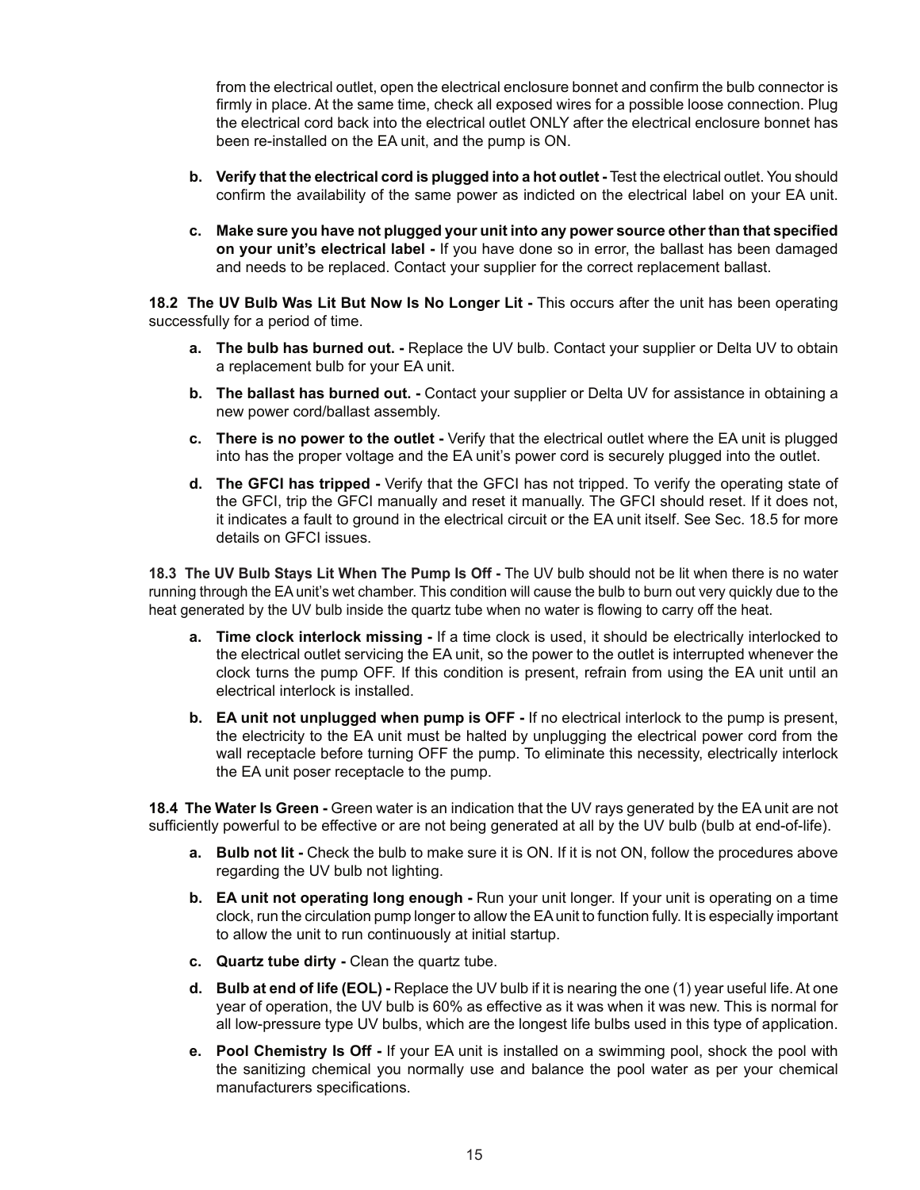from the electrical outlet, open the electrical enclosure bonnet and confirm the bulb connector is firmly in place. At the same time, check all exposed wires for a possible loose connection. Plug the electrical cord back into the electrical outlet ONLY after the electrical enclosure bonnet has been re-installed on the EA unit, and the pump is ON.

b. **Verify that the electrical cord is plugged into a hot outlet -** Test the electrical outlet. You should confirm the availability of the same power as indicted on the electrical label on your EA unit.

c. **Make sure you have not plugged your unit into any power source other than that specified on your unit's electrical label -** If you have done so in error, the ballast has been damaged and needs to be replaced. Contact your supplier for the correct replacement ballast.

**18.2 The UV Bulb Was Lit But Now Is No Longer Lit -** This occurs after the unit has been operating successfully for a period of time.

a. **The bulb has burned out. -** Replace the UV bulb. Contact your supplier or Delta UV to obtain a replacement bulb for your EA unit.

b. **The ballast has burned out. -** Contact your supplier or Delta UV for assistance in obtaining a new power cord/ballast assembly.

c. **There is no power to the outlet -** Verify that the electrical outlet where the EA unit is plugged into has the proper voltage and the EA unit's power cord is securely plugged into the outlet.

d. **The GFCI has tripped -** Verify that the GFCI has not tripped. To verify the operating state of the GFCI, trip the GFCI manually and reset it manually. The GFCI should reset. If it does not, it indicates a fault to ground in the electrical circuit or the EA unit itself. See Sec. 18.5 for more details on GFCI issues.

**18.3 The UV Bulb Stays Lit When The Pump Is Off -** The UV bulb should not be lit when there is no water running through the EA unit's wet chamber. This condition will cause the bulb to burn out very quickly due to the heat generated by the UV bulb inside the quartz tube when no water is flowing to carry off the heat.

a. **Time clock interlock missing -** If a time clock is used, it should be electrically interlocked to the electrical outlet servicing the EA unit, so the power to the outlet is interrupted whenever the clock turns the pump OFF. If this condition is present, refrain from using the EA unit until an electrical interlock is installed.

b. **EA unit not unplugged when pump is OFF -** If no electrical interlock to the pump is present, the electricity to the EA unit must be halted by unplugging the electrical power cord from the wall receptacle before turning OFF the pump. To eliminate this necessity, electrically interlock the EA unit poser receptacle to the pump.

**18.4 The Water Is Green -** Green water is an indication that the UV rays generated by the EA unit are not sufficiently powerful to be effective or are not being generated at all by the UV bulb (bulb at end-of-life).

a. **Bulb not lit -** Check the bulb to make sure it is ON. If it is not ON, follow the procedures above regarding the UV bulb not lighting.

b. **EA unit not operating long enough -** Run your unit longer. If your unit is operating on a time clock, run the circulation pump longer to allow the EA unit to function fully. It is especially important to allow the unit to run continuously at initial startup.

c. **Quartz tube dirty -** Clean the quartz tube.

d. **Bulb at end of life (EOL) -** Replace the UV bulb if it is nearing the one (1) year useful life. At one year of operation, the UV bulb is 60% as effective as it was when it was new. This is normal for all low-pressure type UV bulbs, which are the longest life bulbs used in this type of application.

e. **Pool Chemistry Is Off -** If your EA unit is installed on a swimming pool, shock the pool with the sanitizing chemical you normally use and balance the pool water as per your chemical manufacturers specifications.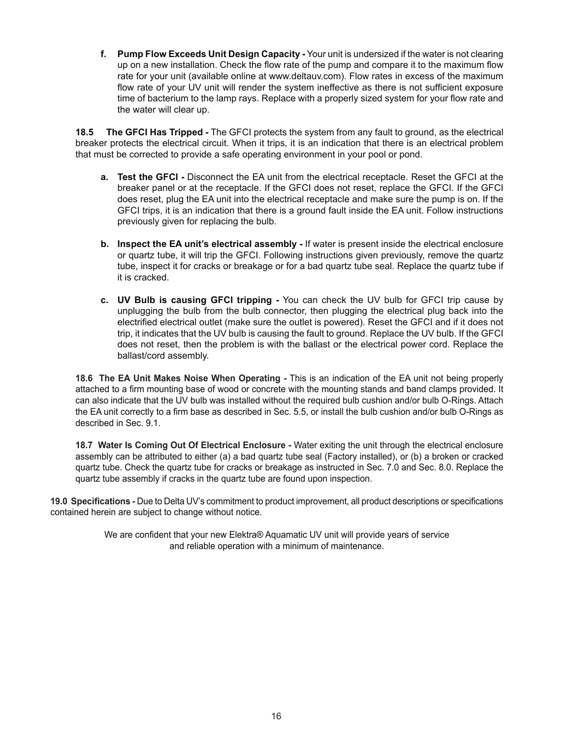f. **Pump Flow Exceeds Unit Design Capacity -** Your unit is undersized if the water is not clearing up on a new installation. Check the flow rate of the pump and compare it to the maximum flow rate for your unit (available online at www.deltauv.com). Flow rates in excess of the maximum flow rate of your UV unit will render the system ineffective as there is not sufficient exposure time of bacterium to the lamp rays. Replace with a properly sized system for your flow rate and the water will clear up.

**18.5 The GFCI Has Tripped -** The GFCI protects the system from any fault to ground, as the electrical breaker protects the electrical circuit. When it trips, it is an indication that there is an electrical problem that must be corrected to provide a safe operating environment in your pool or pond.

a. **Test the GFCI -** Disconnect the EA unit from the electrical receptacle. Reset the GFCI at the breaker panel or at the receptacle. If the GFCI does not reset, replace the GFCI. If the GFCI does reset, plug the EA unit into the electrical receptacle and make sure the pump is on. If the GFCI trips, it is an indication that there is a ground fault inside the EA unit. Follow instructions previously given for replacing the bulb.

b. **Inspect the EA unit's electrical assembly -** If water is present inside the electrical enclosure or quartz tube, it will trip the GFCI. Following instructions given previously, remove the quartz tube, inspect it for cracks or breakage or for a bad quartz tube seal. Replace the quartz tube if it is cracked.

c. **UV Bulb is causing GFCI tripping -** You can check the UV bulb for GFCI trip cause by unplugging the bulb from the bulb connector, then plugging the electrical plug back into the electrified electrical outlet (make sure the outlet is powered). Reset the GFCI and if it does not trip, it indicates that the UV bulb is causing the fault to ground. Replace the UV bulb. If the GFCI does not reset, then the problem is with the ballast or the electrical power cord. Replace the ballast/cord assembly.

**18.6 The EA Unit Makes Noise When Operating -** This is an indication of the EA unit not being properly attached to a firm mounting base of wood or concrete with the mounting stands and band clamps provided. It can also indicate that the UV bulb was installed without the required bulb cushion and/or bulb O-Rings. Attach the EA unit correctly to a firm base as described in Sec. 5.5, or install the bulb cushion and/or bulb O-Rings as described in Sec. 9.1.

**18.7 Water Is Coming Out Of Electrical Enclosure -** Water exiting the unit through the electrical enclosure assembly can be attributed to either (a) a bad quartz tube seal (Factory installed), or (b) a broken or cracked quartz tube. Check the quartz tube for cracks or breakage as instructed in Sec. 7.0 and Sec. 8.0. Replace the quartz tube assembly if cracks in the quartz tube are found upon inspection.

**19.0 Specifications -** Due to Delta UV's commitment to product improvement, all product descriptions or specifications contained herein are subject to change without notice.

We are confident that your new Elektra® Aquamatic UV unit will provide years of service and reliable operation with a minimum of maintenance.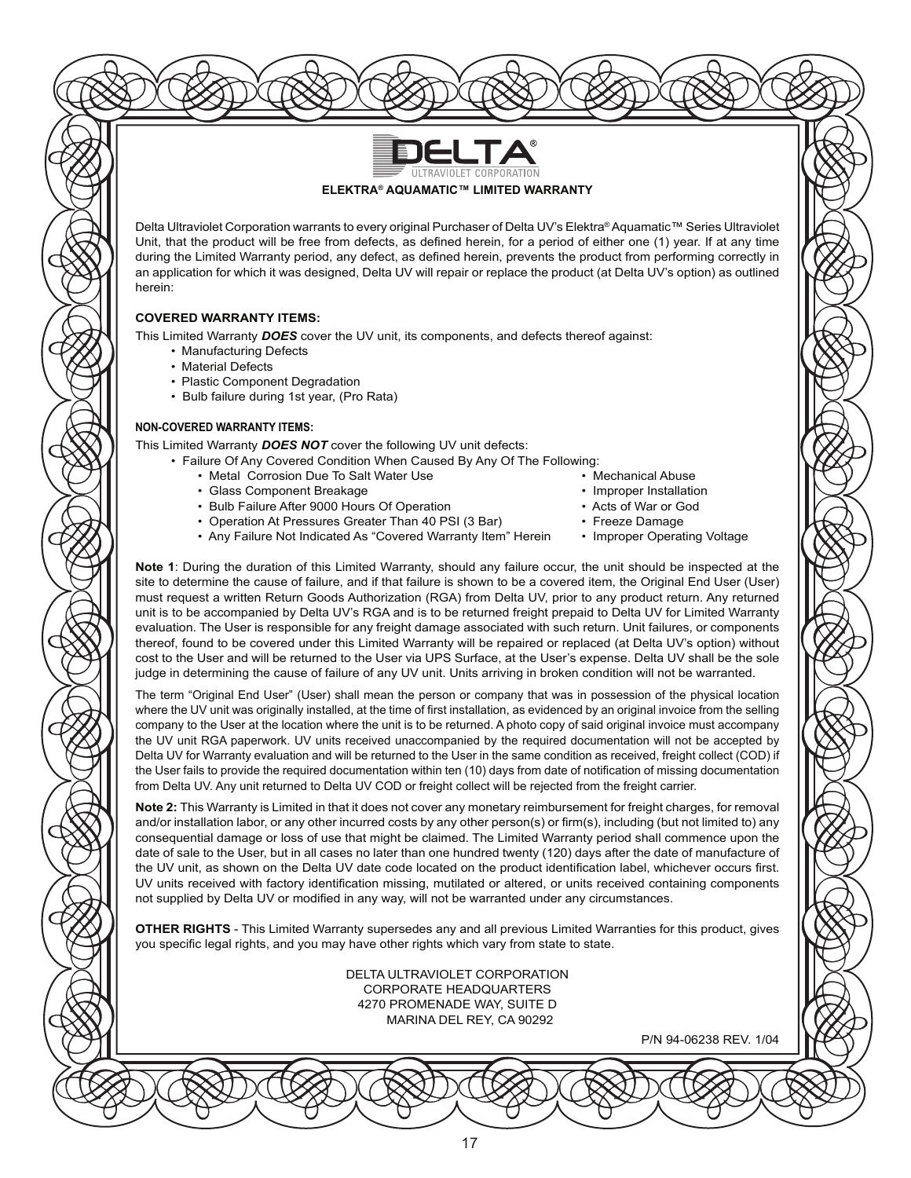**DELTA®**
ULTRAVIOLET CORPORATION

## ELEKTRA® AQUAMATIC™ LIMITED WARRANTY

Delta Ultraviolet Corporation warrants to every original Purchaser of Delta UV's Elektra® Aquamatic™ Series Ultraviolet Unit, that the product will be free from defects, as defined herein, for a period of either one (1) year. If at any time during the Limited Warranty period, any defect, as defined herein, prevents the product from performing correctly in an application for which it was designed, Delta UV will repair or replace the product (at Delta UV's option) as outlined herein:

### COVERED WARRANTY ITEMS:

This Limited Warranty ***DOES*** cover the UV unit, its components, and defects thereof against:

- Manufacturing Defects
- Material Defects
- Plastic Component Degradation
- Bulb failure during 1st year, (Pro Rata)

### NON-COVERED WARRANTY ITEMS:

This Limited Warranty ***DOES NOT*** cover the following UV unit defects:

- Failure Of Any Covered Condition When Caused By Any Of The Following:
  - Metal Corrosion Due To Salt Water Use
  - Glass Component Breakage
  - Bulb Failure After 9000 Hours Of Operation
  - Operation At Pressures Greater Than 40 PSI (3 Bar)
  - Any Failure Not Indicated As "Covered Warranty Item" Herein
  - Mechanical Abuse
  - Improper Installation
  - Acts of War or God
  - Freeze Damage
  - Improper Operating Voltage

**Note 1**: During the duration of this Limited Warranty, should any failure occur, the unit should be inspected at the site to determine the cause of failure, and if that failure is shown to be a covered item, the Original End User (User) must request a written Return Goods Authorization (RGA) from Delta UV, prior to any product return. Any returned unit is to be accompanied by Delta UV's RGA and is to be returned freight prepaid to Delta UV for Limited Warranty evaluation. The User is responsible for any freight damage associated with such return. Unit failures, or components thereof, found to be covered under this Limited Warranty will be repaired or replaced (at Delta UV's option) without cost to the User and will be returned to the User via UPS Surface, at the User's expense. Delta UV shall be the sole judge in determining the cause of failure of any UV unit. Units arriving in broken condition will not be warranted.

The term "Original End User" (User) shall mean the person or company that was in possession of the physical location where the UV unit was originally installed, at the time of first installation, as evidenced by an original invoice from the selling company to the User at the location where the unit is to be returned. A photo copy of said original invoice must accompany the UV unit RGA paperwork. UV units received unaccompanied by the required documentation will not be accepted by Delta UV for Warranty evaluation and will be returned to the User in the same condition as received, freight collect (COD) if the User fails to provide the required documentation within ten (10) days from date of notification of missing documentation from Delta UV. Any unit returned to Delta UV COD or freight collect will be rejected from the freight carrier.

**Note 2:** This Warranty is Limited in that it does not cover any monetary reimbursement for freight charges, for removal and/or installation labor, or any other incurred costs by any other person(s) or firm(s), including (but not limited to) any consequential damage or loss of use that might be claimed. The Limited Warranty period shall commence upon the date of sale to the User, but in all cases no later than one hundred twenty (120) days after the date of manufacture of the UV unit, as shown on the Delta UV date code located on the product identification label, whichever occurs first. UV units received with factory identification missing, mutilated or altered, or units received containing components not supplied by Delta UV or modified in any way, will not be warranted under any circumstances.

**OTHER RIGHTS** - This Limited Warranty supersedes any and all previous Limited Warranties for this product, gives you specific legal rights, and you may have other rights which vary from state to state.

DELTA ULTRAVIOLET CORPORATION
CORPORATE HEADQUARTERS
4270 PROMENADE WAY, SUITE D
MARINA DEL REY, CA 90292

P/N 94-06238 REV. 1/04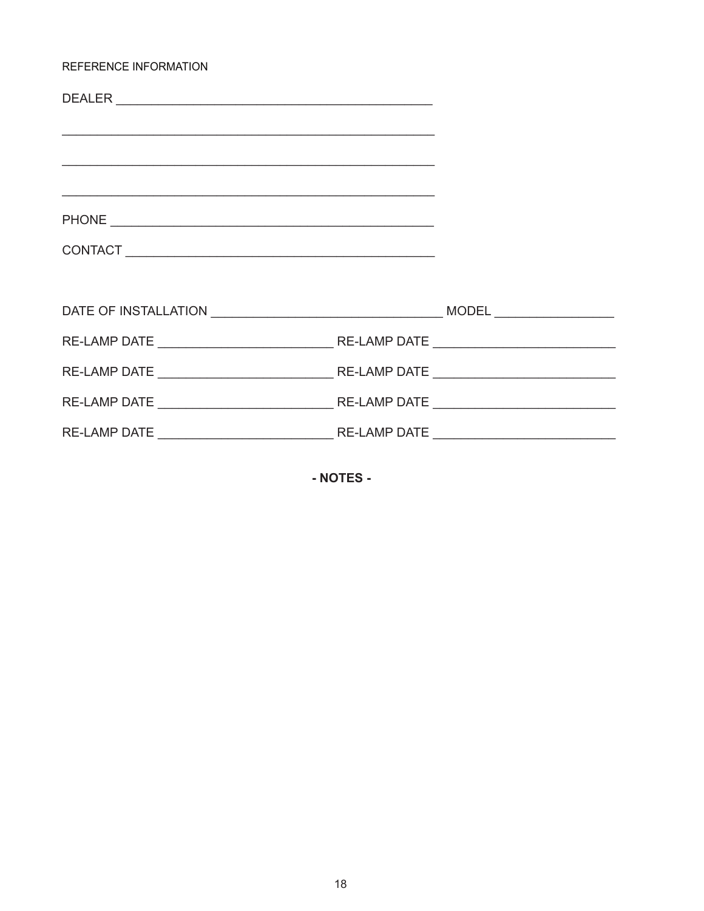REFERENCE INFORMATION

DEALER ____________________________________________

____________________________________________________

____________________________________________________

____________________________________________________

PHONE _____________________________________________

CONTACT ___________________________________________

DATE OF INSTALLATION ______________________________ MODEL ________________

RE-LAMP DATE _______________________ RE-LAMP DATE _______________________

RE-LAMP DATE _______________________ RE-LAMP DATE _______________________

RE-LAMP DATE _______________________ RE-LAMP DATE _______________________

RE-LAMP DATE _______________________ RE-LAMP DATE _______________________

**- NOTES -**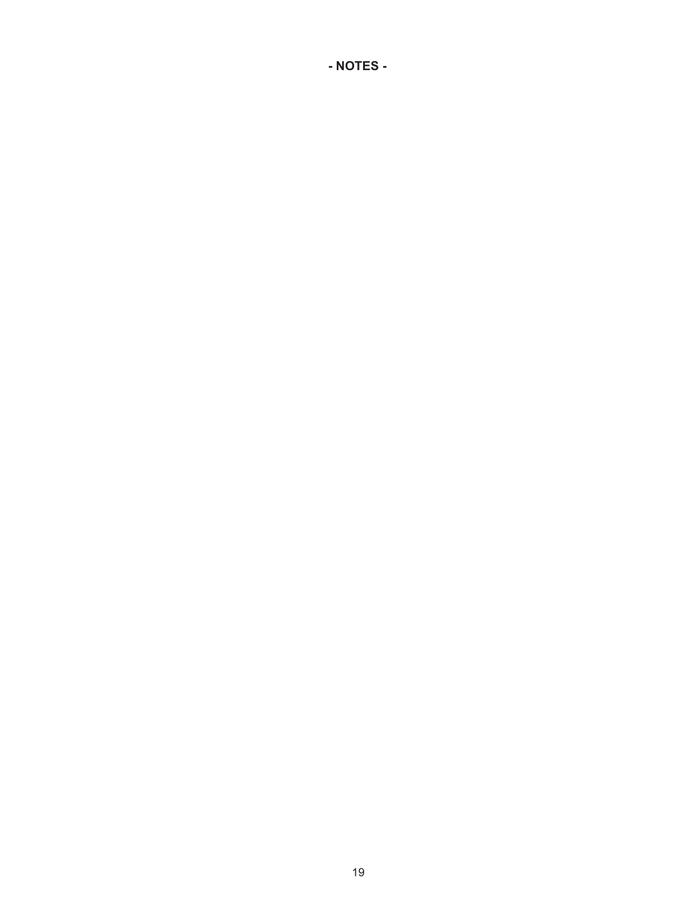**- NOTES -**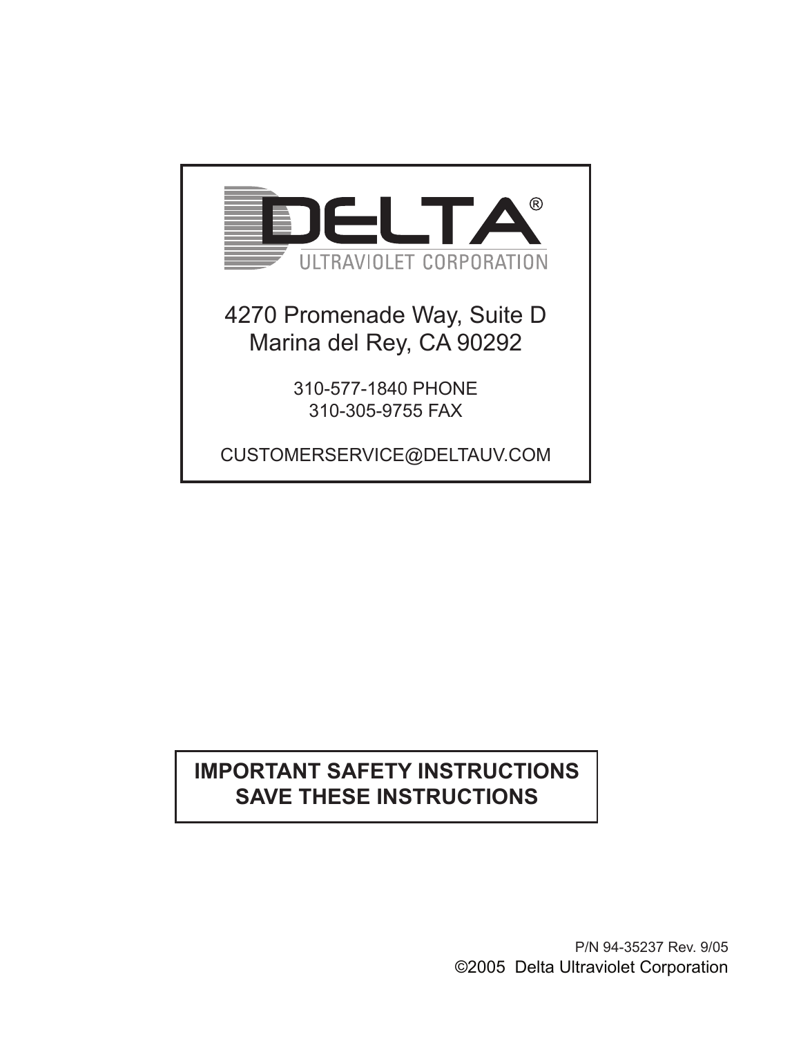DELTA®

ULTRAVIOLET CORPORATION

4270 Promenade Way, Suite D
Marina del Rey, CA 90292

310-577-1840 PHONE
310-305-9755 FAX

CUSTOMERSERVICE@DELTAUV.COM

**IMPORTANT SAFETY INSTRUCTIONS**
**SAVE THESE INSTRUCTIONS**

P/N 94-35237 Rev. 9/05
©2005 Delta Ultraviolet Corporation